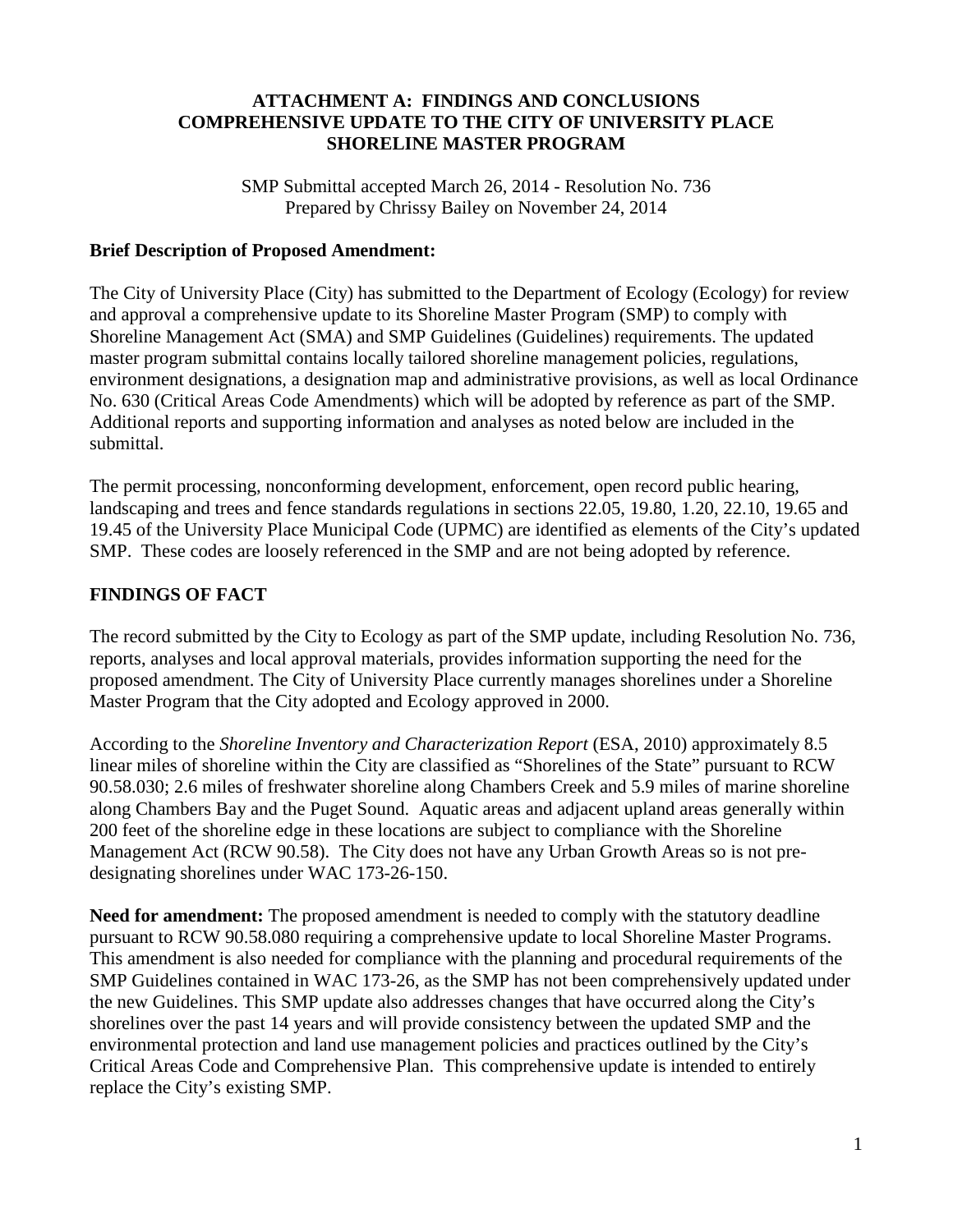# ATTACHMENT A: FINDINGS AND CONCLUSIONS
# COMPREHENSIVE UPDATE TO THE CITY OF UNIVERSITY PLACE SHORELINE MASTER PROGRAM

SMP Submittal accepted March 26, 2014 - Resolution No. 736
Prepared by Chrissy Bailey on November 24, 2014

**Brief Description of Proposed Amendment:**

The City of University Place (City) has submitted to the Department of Ecology (Ecology) for review and approval a comprehensive update to its Shoreline Master Program (SMP) to comply with Shoreline Management Act (SMA) and SMP Guidelines (Guidelines) requirements. The updated master program submittal contains locally tailored shoreline management policies, regulations, environment designations, a designation map and administrative provisions, as well as local Ordinance No. 630 (Critical Areas Code Amendments) which will be adopted by reference as part of the SMP. Additional reports and supporting information and analyses as noted below are included in the submittal.

The permit processing, nonconforming development, enforcement, open record public hearing, landscaping and trees and fence standards regulations in sections 22.05, 19.80, 1.20, 22.10, 19.65 and 19.45 of the University Place Municipal Code (UPMC) are identified as elements of the City's updated SMP. These codes are loosely referenced in the SMP and are not being adopted by reference.

## FINDINGS OF FACT

The record submitted by the City to Ecology as part of the SMP update, including Resolution No. 736, reports, analyses and local approval materials, provides information supporting the need for the proposed amendment. The City of University Place currently manages shorelines under a Shoreline Master Program that the City adopted and Ecology approved in 2000.

According to the *Shoreline Inventory and Characterization Report* (ESA, 2010) approximately 8.5 linear miles of shoreline within the City are classified as "Shorelines of the State" pursuant to RCW 90.58.030; 2.6 miles of freshwater shoreline along Chambers Creek and 5.9 miles of marine shoreline along Chambers Bay and the Puget Sound. Aquatic areas and adjacent upland areas generally within 200 feet of the shoreline edge in these locations are subject to compliance with the Shoreline Management Act (RCW 90.58). The City does not have any Urban Growth Areas so is not pre-designating shorelines under WAC 173-26-150.

**Need for amendment:** The proposed amendment is needed to comply with the statutory deadline pursuant to RCW 90.58.080 requiring a comprehensive update to local Shoreline Master Programs. This amendment is also needed for compliance with the planning and procedural requirements of the SMP Guidelines contained in WAC 173-26, as the SMP has not been comprehensively updated under the new Guidelines. This SMP update also addresses changes that have occurred along the City's shorelines over the past 14 years and will provide consistency between the updated SMP and the environmental protection and land use management policies and practices outlined by the City's Critical Areas Code and Comprehensive Plan. This comprehensive update is intended to entirely replace the City's existing SMP.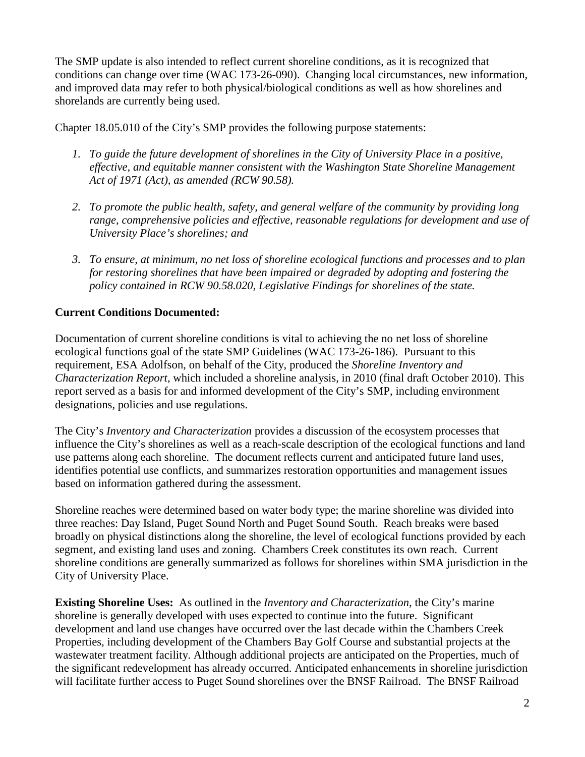The SMP update is also intended to reflect current shoreline conditions, as it is recognized that conditions can change over time (WAC 173-26-090). Changing local circumstances, new information, and improved data may refer to both physical/biological conditions as well as how shorelines and shorelands are currently being used.

Chapter 18.05.010 of the City's SMP provides the following purpose statements:

1. *To guide the future development of shorelines in the City of University Place in a positive, effective, and equitable manner consistent with the Washington State Shoreline Management Act of 1971 (Act), as amended (RCW 90.58).*
2. *To promote the public health, safety, and general welfare of the community by providing long range, comprehensive policies and effective, reasonable regulations for development and use of University Place's shorelines; and*
3. *To ensure, at minimum, no net loss of shoreline ecological functions and processes and to plan for restoring shorelines that have been impaired or degraded by adopting and fostering the policy contained in RCW 90.58.020, Legislative Findings for shorelines of the state.*

**Current Conditions Documented:**

Documentation of current shoreline conditions is vital to achieving the no net loss of shoreline ecological functions goal of the state SMP Guidelines (WAC 173-26-186). Pursuant to this requirement, ESA Adolfson, on behalf of the City, produced the *Shoreline Inventory and Characterization Report*, which included a shoreline analysis, in 2010 (final draft October 2010). This report served as a basis for and informed development of the City's SMP, including environment designations, policies and use regulations.

The City's *Inventory and Characterization* provides a discussion of the ecosystem processes that influence the City's shorelines as well as a reach-scale description of the ecological functions and land use patterns along each shoreline. The document reflects current and anticipated future land uses, identifies potential use conflicts, and summarizes restoration opportunities and management issues based on information gathered during the assessment.

Shoreline reaches were determined based on water body type; the marine shoreline was divided into three reaches: Day Island, Puget Sound North and Puget Sound South. Reach breaks were based broadly on physical distinctions along the shoreline, the level of ecological functions provided by each segment, and existing land uses and zoning. Chambers Creek constitutes its own reach. Current shoreline conditions are generally summarized as follows for shorelines within SMA jurisdiction in the City of University Place.

**Existing Shoreline Uses:** As outlined in the *Inventory and Characterization*, the City's marine shoreline is generally developed with uses expected to continue into the future. Significant development and land use changes have occurred over the last decade within the Chambers Creek Properties, including development of the Chambers Bay Golf Course and substantial projects at the wastewater treatment facility. Although additional projects are anticipated on the Properties, much of the significant redevelopment has already occurred. Anticipated enhancements in shoreline jurisdiction will facilitate further access to Puget Sound shorelines over the BNSF Railroad. The BNSF Railroad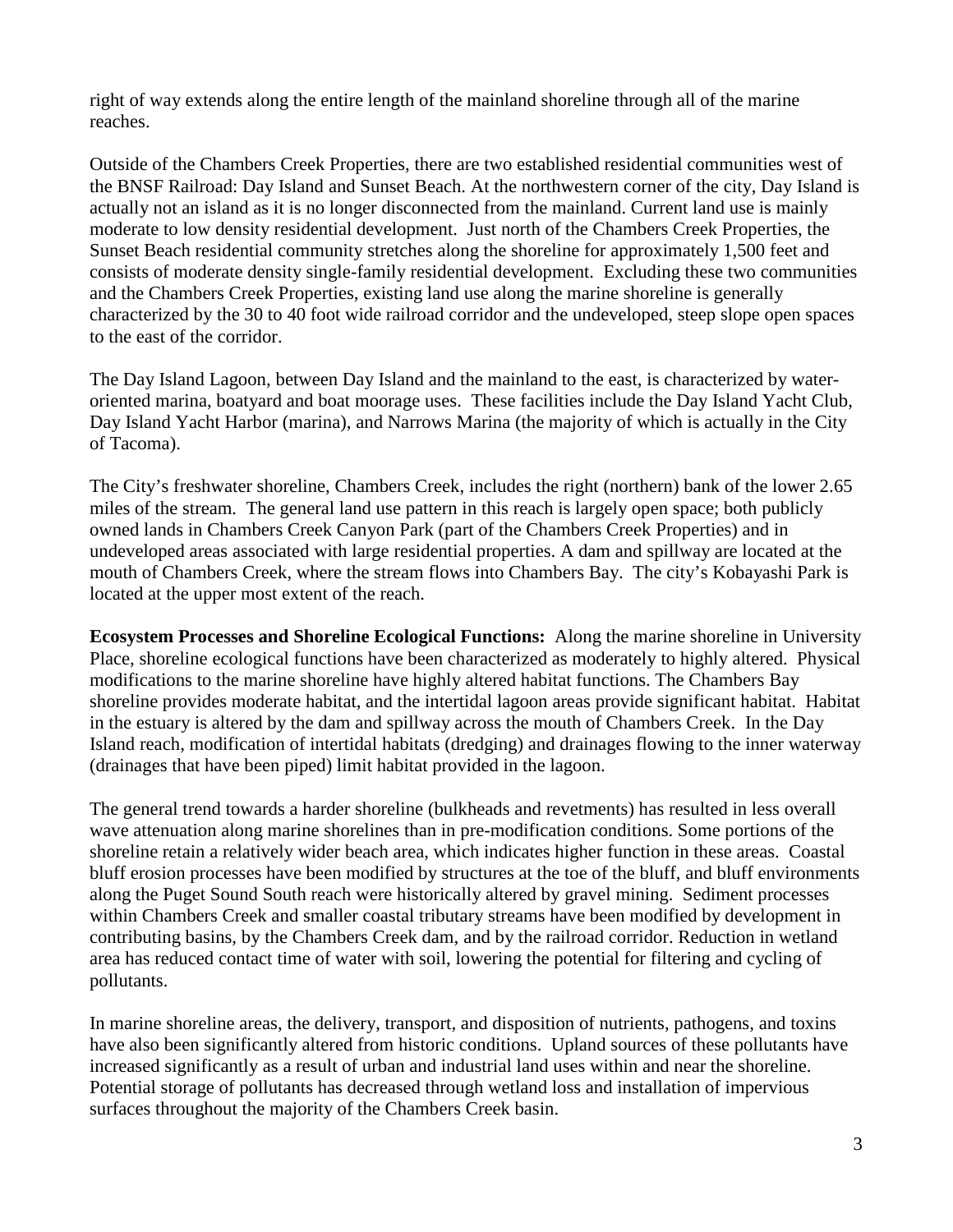right of way extends along the entire length of the mainland shoreline through all of the marine reaches.

Outside of the Chambers Creek Properties, there are two established residential communities west of the BNSF Railroad: Day Island and Sunset Beach. At the northwestern corner of the city, Day Island is actually not an island as it is no longer disconnected from the mainland. Current land use is mainly moderate to low density residential development. Just north of the Chambers Creek Properties, the Sunset Beach residential community stretches along the shoreline for approximately 1,500 feet and consists of moderate density single-family residential development. Excluding these two communities and the Chambers Creek Properties, existing land use along the marine shoreline is generally characterized by the 30 to 40 foot wide railroad corridor and the undeveloped, steep slope open spaces to the east of the corridor.

The Day Island Lagoon, between Day Island and the mainland to the east, is characterized by water-oriented marina, boatyard and boat moorage uses. These facilities include the Day Island Yacht Club, Day Island Yacht Harbor (marina), and Narrows Marina (the majority of which is actually in the City of Tacoma).

The City's freshwater shoreline, Chambers Creek, includes the right (northern) bank of the lower 2.65 miles of the stream. The general land use pattern in this reach is largely open space; both publicly owned lands in Chambers Creek Canyon Park (part of the Chambers Creek Properties) and in undeveloped areas associated with large residential properties. A dam and spillway are located at the mouth of Chambers Creek, where the stream flows into Chambers Bay. The city's Kobayashi Park is located at the upper most extent of the reach.

**Ecosystem Processes and Shoreline Ecological Functions:** Along the marine shoreline in University Place, shoreline ecological functions have been characterized as moderately to highly altered. Physical modifications to the marine shoreline have highly altered habitat functions. The Chambers Bay shoreline provides moderate habitat, and the intertidal lagoon areas provide significant habitat. Habitat in the estuary is altered by the dam and spillway across the mouth of Chambers Creek. In the Day Island reach, modification of intertidal habitats (dredging) and drainages flowing to the inner waterway (drainages that have been piped) limit habitat provided in the lagoon.

The general trend towards a harder shoreline (bulkheads and revetments) has resulted in less overall wave attenuation along marine shorelines than in pre-modification conditions. Some portions of the shoreline retain a relatively wider beach area, which indicates higher function in these areas. Coastal bluff erosion processes have been modified by structures at the toe of the bluff, and bluff environments along the Puget Sound South reach were historically altered by gravel mining. Sediment processes within Chambers Creek and smaller coastal tributary streams have been modified by development in contributing basins, by the Chambers Creek dam, and by the railroad corridor. Reduction in wetland area has reduced contact time of water with soil, lowering the potential for filtering and cycling of pollutants.

In marine shoreline areas, the delivery, transport, and disposition of nutrients, pathogens, and toxins have also been significantly altered from historic conditions. Upland sources of these pollutants have increased significantly as a result of urban and industrial land uses within and near the shoreline. Potential storage of pollutants has decreased through wetland loss and installation of impervious surfaces throughout the majority of the Chambers Creek basin.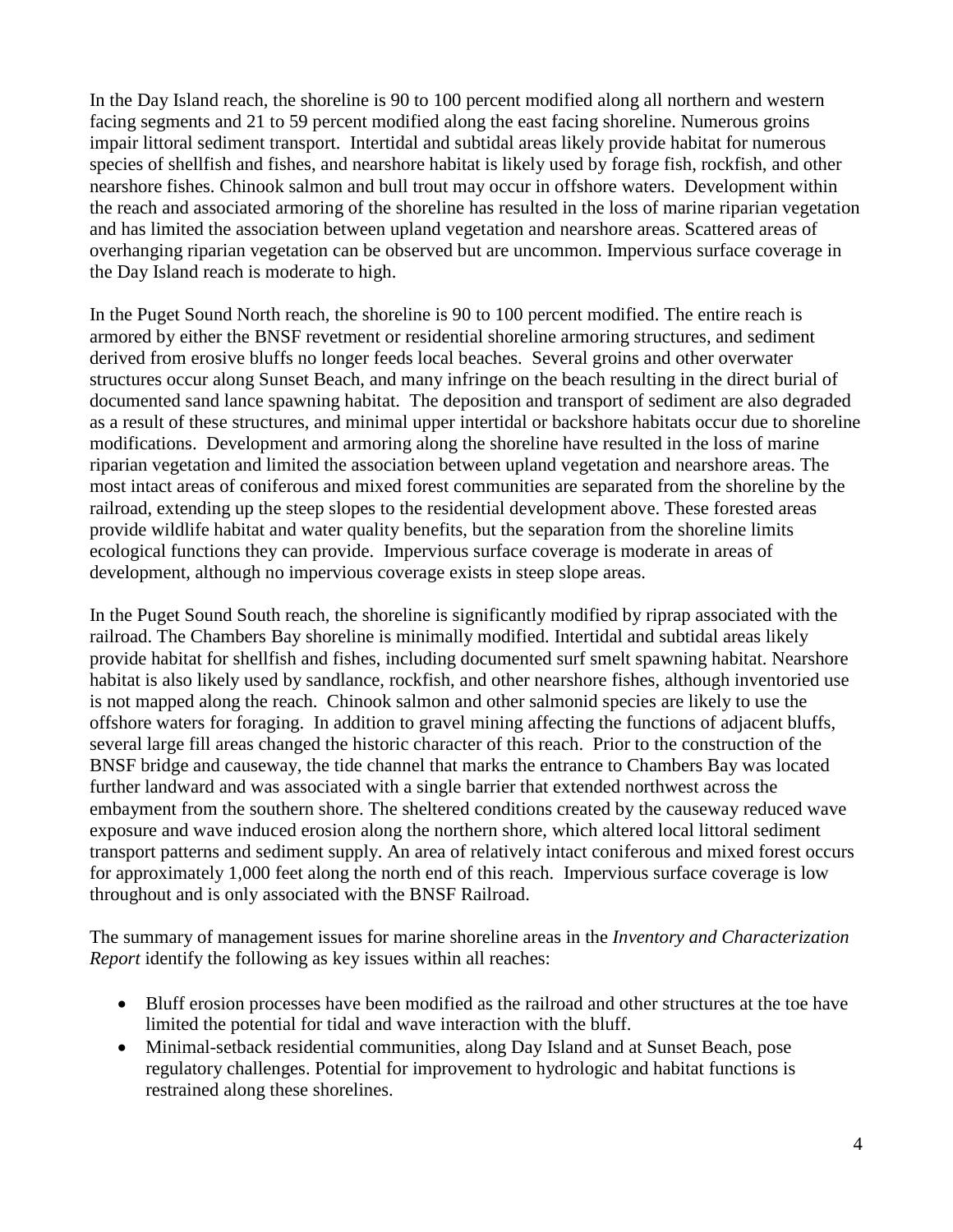In the Day Island reach, the shoreline is 90 to 100 percent modified along all northern and western facing segments and 21 to 59 percent modified along the east facing shoreline. Numerous groins impair littoral sediment transport. Intertidal and subtidal areas likely provide habitat for numerous species of shellfish and fishes, and nearshore habitat is likely used by forage fish, rockfish, and other nearshore fishes. Chinook salmon and bull trout may occur in offshore waters. Development within the reach and associated armoring of the shoreline has resulted in the loss of marine riparian vegetation and has limited the association between upland vegetation and nearshore areas. Scattered areas of overhanging riparian vegetation can be observed but are uncommon. Impervious surface coverage in the Day Island reach is moderate to high.

In the Puget Sound North reach, the shoreline is 90 to 100 percent modified. The entire reach is armored by either the BNSF revetment or residential shoreline armoring structures, and sediment derived from erosive bluffs no longer feeds local beaches. Several groins and other overwater structures occur along Sunset Beach, and many infringe on the beach resulting in the direct burial of documented sand lance spawning habitat. The deposition and transport of sediment are also degraded as a result of these structures, and minimal upper intertidal or backshore habitats occur due to shoreline modifications. Development and armoring along the shoreline have resulted in the loss of marine riparian vegetation and limited the association between upland vegetation and nearshore areas. The most intact areas of coniferous and mixed forest communities are separated from the shoreline by the railroad, extending up the steep slopes to the residential development above. These forested areas provide wildlife habitat and water quality benefits, but the separation from the shoreline limits ecological functions they can provide. Impervious surface coverage is moderate in areas of development, although no impervious coverage exists in steep slope areas.

In the Puget Sound South reach, the shoreline is significantly modified by riprap associated with the railroad. The Chambers Bay shoreline is minimally modified. Intertidal and subtidal areas likely provide habitat for shellfish and fishes, including documented surf smelt spawning habitat. Nearshore habitat is also likely used by sandlance, rockfish, and other nearshore fishes, although inventoried use is not mapped along the reach. Chinook salmon and other salmonid species are likely to use the offshore waters for foraging. In addition to gravel mining affecting the functions of adjacent bluffs, several large fill areas changed the historic character of this reach. Prior to the construction of the BNSF bridge and causeway, the tide channel that marks the entrance to Chambers Bay was located further landward and was associated with a single barrier that extended northwest across the embayment from the southern shore. The sheltered conditions created by the causeway reduced wave exposure and wave induced erosion along the northern shore, which altered local littoral sediment transport patterns and sediment supply. An area of relatively intact coniferous and mixed forest occurs for approximately 1,000 feet along the north end of this reach. Impervious surface coverage is low throughout and is only associated with the BNSF Railroad.

The summary of management issues for marine shoreline areas in the *Inventory and Characterization Report* identify the following as key issues within all reaches:

- Bluff erosion processes have been modified as the railroad and other structures at the toe have limited the potential for tidal and wave interaction with the bluff.
- Minimal-setback residential communities, along Day Island and at Sunset Beach, pose regulatory challenges. Potential for improvement to hydrologic and habitat functions is restrained along these shorelines.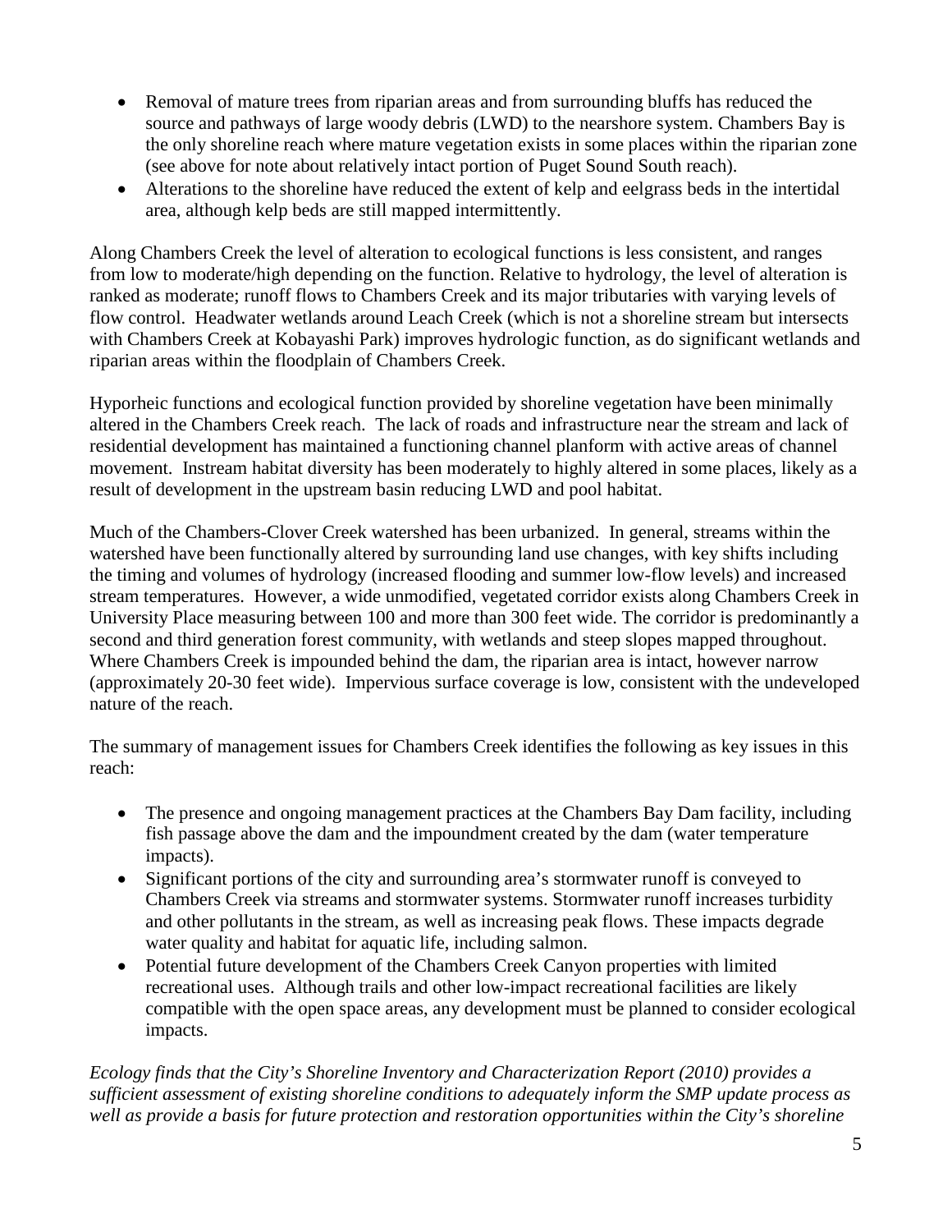- Removal of mature trees from riparian areas and from surrounding bluffs has reduced the source and pathways of large woody debris (LWD) to the nearshore system. Chambers Bay is the only shoreline reach where mature vegetation exists in some places within the riparian zone (see above for note about relatively intact portion of Puget Sound South reach).
- Alterations to the shoreline have reduced the extent of kelp and eelgrass beds in the intertidal area, although kelp beds are still mapped intermittently.

Along Chambers Creek the level of alteration to ecological functions is less consistent, and ranges from low to moderate/high depending on the function. Relative to hydrology, the level of alteration is ranked as moderate; runoff flows to Chambers Creek and its major tributaries with varying levels of flow control. Headwater wetlands around Leach Creek (which is not a shoreline stream but intersects with Chambers Creek at Kobayashi Park) improves hydrologic function, as do significant wetlands and riparian areas within the floodplain of Chambers Creek.

Hyporheic functions and ecological function provided by shoreline vegetation have been minimally altered in the Chambers Creek reach. The lack of roads and infrastructure near the stream and lack of residential development has maintained a functioning channel planform with active areas of channel movement. Instream habitat diversity has been moderately to highly altered in some places, likely as a result of development in the upstream basin reducing LWD and pool habitat.

Much of the Chambers-Clover Creek watershed has been urbanized. In general, streams within the watershed have been functionally altered by surrounding land use changes, with key shifts including the timing and volumes of hydrology (increased flooding and summer low-flow levels) and increased stream temperatures. However, a wide unmodified, vegetated corridor exists along Chambers Creek in University Place measuring between 100 and more than 300 feet wide. The corridor is predominantly a second and third generation forest community, with wetlands and steep slopes mapped throughout. Where Chambers Creek is impounded behind the dam, the riparian area is intact, however narrow (approximately 20-30 feet wide). Impervious surface coverage is low, consistent with the undeveloped nature of the reach.

The summary of management issues for Chambers Creek identifies the following as key issues in this reach:

- The presence and ongoing management practices at the Chambers Bay Dam facility, including fish passage above the dam and the impoundment created by the dam (water temperature impacts).
- Significant portions of the city and surrounding area's stormwater runoff is conveyed to Chambers Creek via streams and stormwater systems. Stormwater runoff increases turbidity and other pollutants in the stream, as well as increasing peak flows. These impacts degrade water quality and habitat for aquatic life, including salmon.
- Potential future development of the Chambers Creek Canyon properties with limited recreational uses. Although trails and other low-impact recreational facilities are likely compatible with the open space areas, any development must be planned to consider ecological impacts.

*Ecology finds that the City's Shoreline Inventory and Characterization Report (2010) provides a sufficient assessment of existing shoreline conditions to adequately inform the SMP update process as well as provide a basis for future protection and restoration opportunities within the City's shoreline*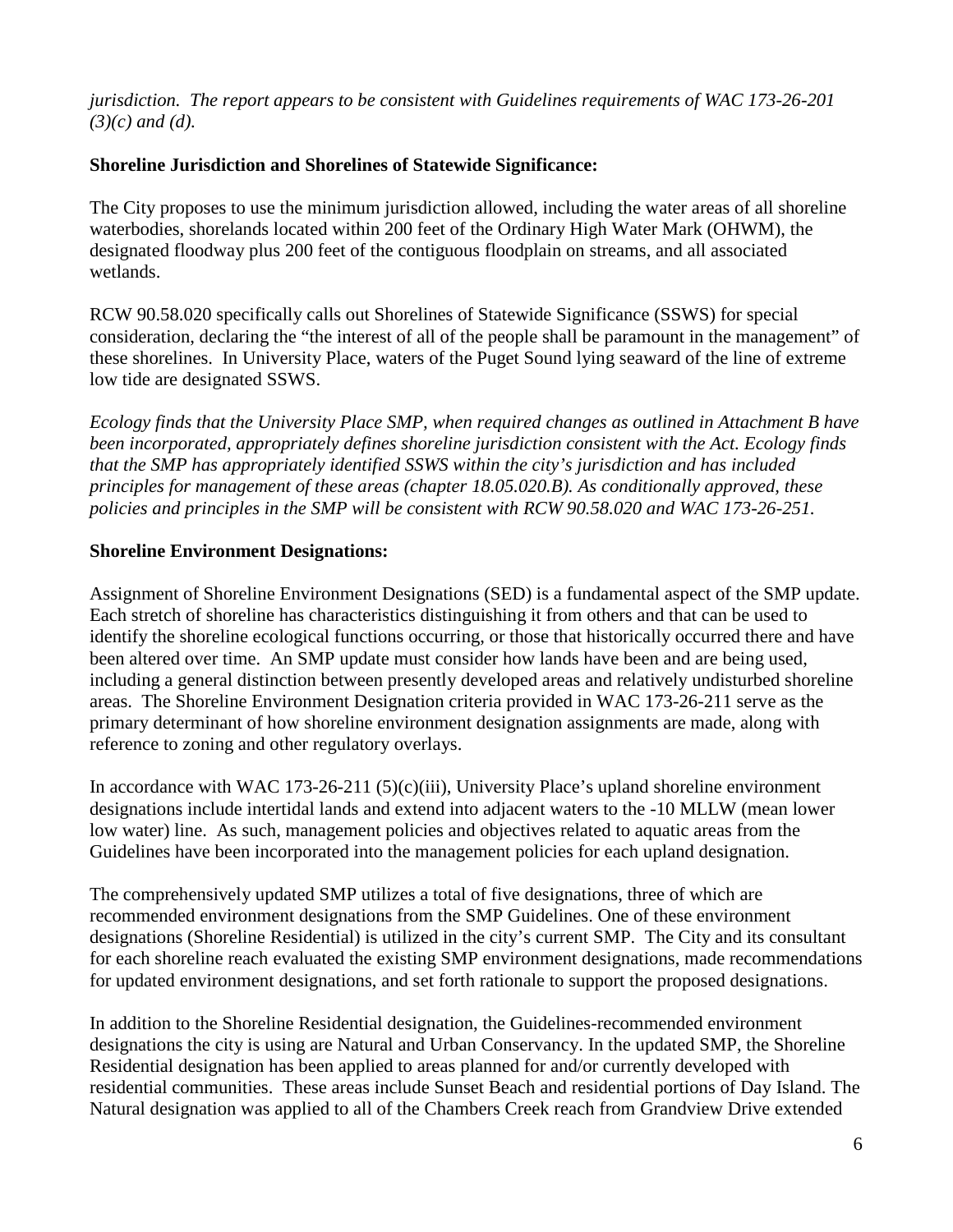*jurisdiction. The report appears to be consistent with Guidelines requirements of WAC 173-26-201 (3)(c) and (d).*

**Shoreline Jurisdiction and Shorelines of Statewide Significance:**

The City proposes to use the minimum jurisdiction allowed, including the water areas of all shoreline waterbodies, shorelands located within 200 feet of the Ordinary High Water Mark (OHWM), the designated floodway plus 200 feet of the contiguous floodplain on streams, and all associated wetlands.

RCW 90.58.020 specifically calls out Shorelines of Statewide Significance (SSWS) for special consideration, declaring the "the interest of all of the people shall be paramount in the management" of these shorelines. In University Place, waters of the Puget Sound lying seaward of the line of extreme low tide are designated SSWS.

*Ecology finds that the University Place SMP, when required changes as outlined in Attachment B have been incorporated, appropriately defines shoreline jurisdiction consistent with the Act. Ecology finds that the SMP has appropriately identified SSWS within the city's jurisdiction and has included principles for management of these areas (chapter 18.05.020.B). As conditionally approved, these policies and principles in the SMP will be consistent with RCW 90.58.020 and WAC 173-26-251.*

**Shoreline Environment Designations:**

Assignment of Shoreline Environment Designations (SED) is a fundamental aspect of the SMP update. Each stretch of shoreline has characteristics distinguishing it from others and that can be used to identify the shoreline ecological functions occurring, or those that historically occurred there and have been altered over time. An SMP update must consider how lands have been and are being used, including a general distinction between presently developed areas and relatively undisturbed shoreline areas. The Shoreline Environment Designation criteria provided in WAC 173-26-211 serve as the primary determinant of how shoreline environment designation assignments are made, along with reference to zoning and other regulatory overlays.

In accordance with WAC 173-26-211 (5)(c)(iii), University Place's upland shoreline environment designations include intertidal lands and extend into adjacent waters to the -10 MLLW (mean lower low water) line. As such, management policies and objectives related to aquatic areas from the Guidelines have been incorporated into the management policies for each upland designation.

The comprehensively updated SMP utilizes a total of five designations, three of which are recommended environment designations from the SMP Guidelines. One of these environment designations (Shoreline Residential) is utilized in the city's current SMP. The City and its consultant for each shoreline reach evaluated the existing SMP environment designations, made recommendations for updated environment designations, and set forth rationale to support the proposed designations.

In addition to the Shoreline Residential designation, the Guidelines-recommended environment designations the city is using are Natural and Urban Conservancy. In the updated SMP, the Shoreline Residential designation has been applied to areas planned for and/or currently developed with residential communities. These areas include Sunset Beach and residential portions of Day Island. The Natural designation was applied to all of the Chambers Creek reach from Grandview Drive extended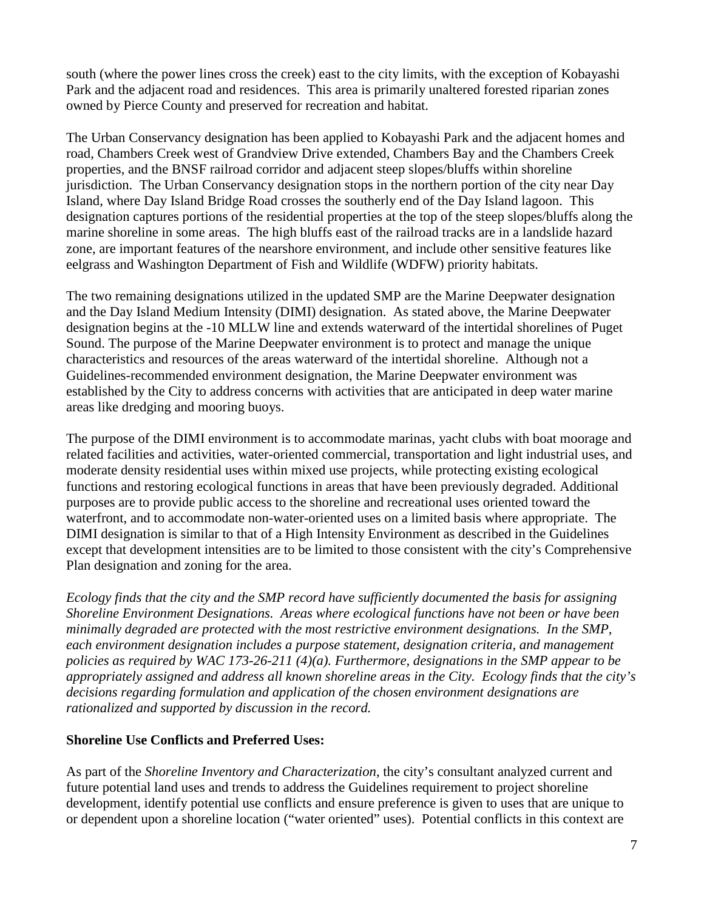south (where the power lines cross the creek) east to the city limits, with the exception of Kobayashi Park and the adjacent road and residences. This area is primarily unaltered forested riparian zones owned by Pierce County and preserved for recreation and habitat.

The Urban Conservancy designation has been applied to Kobayashi Park and the adjacent homes and road, Chambers Creek west of Grandview Drive extended, Chambers Bay and the Chambers Creek properties, and the BNSF railroad corridor and adjacent steep slopes/bluffs within shoreline jurisdiction. The Urban Conservancy designation stops in the northern portion of the city near Day Island, where Day Island Bridge Road crosses the southerly end of the Day Island lagoon. This designation captures portions of the residential properties at the top of the steep slopes/bluffs along the marine shoreline in some areas. The high bluffs east of the railroad tracks are in a landslide hazard zone, are important features of the nearshore environment, and include other sensitive features like eelgrass and Washington Department of Fish and Wildlife (WDFW) priority habitats.

The two remaining designations utilized in the updated SMP are the Marine Deepwater designation and the Day Island Medium Intensity (DIMI) designation. As stated above, the Marine Deepwater designation begins at the -10 MLLW line and extends waterward of the intertidal shorelines of Puget Sound. The purpose of the Marine Deepwater environment is to protect and manage the unique characteristics and resources of the areas waterward of the intertidal shoreline. Although not a Guidelines-recommended environment designation, the Marine Deepwater environment was established by the City to address concerns with activities that are anticipated in deep water marine areas like dredging and mooring buoys.

The purpose of the DIMI environment is to accommodate marinas, yacht clubs with boat moorage and related facilities and activities, water-oriented commercial, transportation and light industrial uses, and moderate density residential uses within mixed use projects, while protecting existing ecological functions and restoring ecological functions in areas that have been previously degraded. Additional purposes are to provide public access to the shoreline and recreational uses oriented toward the waterfront, and to accommodate non-water-oriented uses on a limited basis where appropriate. The DIMI designation is similar to that of a High Intensity Environment as described in the Guidelines except that development intensities are to be limited to those consistent with the city's Comprehensive Plan designation and zoning for the area.

*Ecology finds that the city and the SMP record have sufficiently documented the basis for assigning Shoreline Environment Designations. Areas where ecological functions have not been or have been minimally degraded are protected with the most restrictive environment designations. In the SMP, each environment designation includes a purpose statement, designation criteria, and management policies as required by WAC 173-26-211 (4)(a). Furthermore, designations in the SMP appear to be appropriately assigned and address all known shoreline areas in the City. Ecology finds that the city's decisions regarding formulation and application of the chosen environment designations are rationalized and supported by discussion in the record.*

**Shoreline Use Conflicts and Preferred Uses:**

As part of the *Shoreline Inventory and Characterization*, the city's consultant analyzed current and future potential land uses and trends to address the Guidelines requirement to project shoreline development, identify potential use conflicts and ensure preference is given to uses that are unique to or dependent upon a shoreline location ("water oriented" uses). Potential conflicts in this context are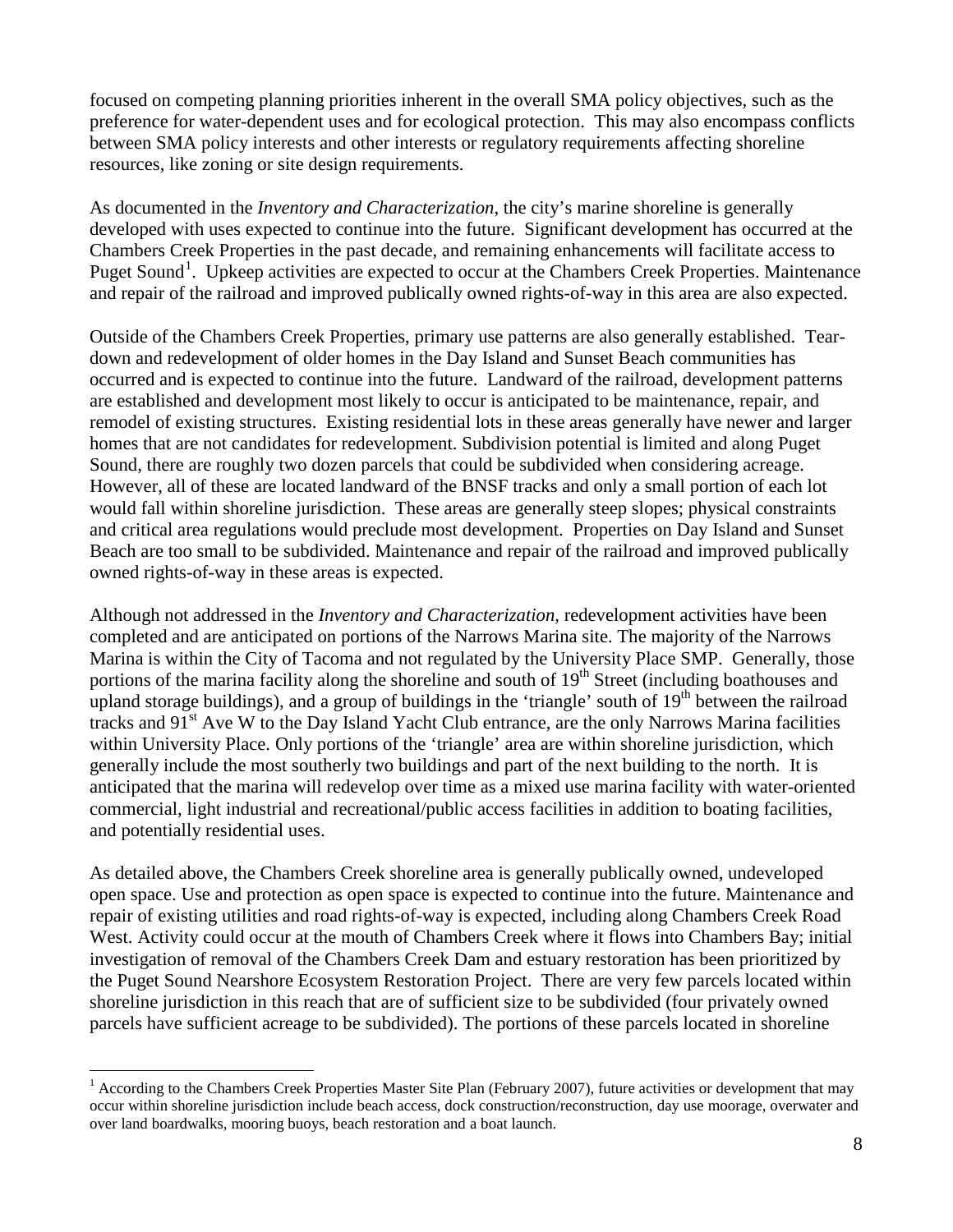focused on competing planning priorities inherent in the overall SMA policy objectives, such as the preference for water-dependent uses and for ecological protection. This may also encompass conflicts between SMA policy interests and other interests or regulatory requirements affecting shoreline resources, like zoning or site design requirements.

As documented in the *Inventory and Characterization*, the city's marine shoreline is generally developed with uses expected to continue into the future. Significant development has occurred at the Chambers Creek Properties in the past decade, and remaining enhancements will facilitate access to Puget Sound[1]. Upkeep activities are expected to occur at the Chambers Creek Properties. Maintenance and repair of the railroad and improved publically owned rights-of-way in this area are also expected.

Outside of the Chambers Creek Properties, primary use patterns are also generally established. Tear-down and redevelopment of older homes in the Day Island and Sunset Beach communities has occurred and is expected to continue into the future. Landward of the railroad, development patterns are established and development most likely to occur is anticipated to be maintenance, repair, and remodel of existing structures. Existing residential lots in these areas generally have newer and larger homes that are not candidates for redevelopment. Subdivision potential is limited and along Puget Sound, there are roughly two dozen parcels that could be subdivided when considering acreage. However, all of these are located landward of the BNSF tracks and only a small portion of each lot would fall within shoreline jurisdiction. These areas are generally steep slopes; physical constraints and critical area regulations would preclude most development. Properties on Day Island and Sunset Beach are too small to be subdivided. Maintenance and repair of the railroad and improved publically owned rights-of-way in these areas is expected.

Although not addressed in the *Inventory and Characterization*, redevelopment activities have been completed and are anticipated on portions of the Narrows Marina site. The majority of the Narrows Marina is within the City of Tacoma and not regulated by the University Place SMP. Generally, those portions of the marina facility along the shoreline and south of 19th Street (including boathouses and upland storage buildings), and a group of buildings in the 'triangle' south of 19th between the railroad tracks and 91st Ave W to the Day Island Yacht Club entrance, are the only Narrows Marina facilities within University Place. Only portions of the 'triangle' area are within shoreline jurisdiction, which generally include the most southerly two buildings and part of the next building to the north. It is anticipated that the marina will redevelop over time as a mixed use marina facility with water-oriented commercial, light industrial and recreational/public access facilities in addition to boating facilities, and potentially residential uses.

As detailed above, the Chambers Creek shoreline area is generally publically owned, undeveloped open space. Use and protection as open space is expected to continue into the future. Maintenance and repair of existing utilities and road rights-of-way is expected, including along Chambers Creek Road West. Activity could occur at the mouth of Chambers Creek where it flows into Chambers Bay; initial investigation of removal of the Chambers Creek Dam and estuary restoration has been prioritized by the Puget Sound Nearshore Ecosystem Restoration Project. There are very few parcels located within shoreline jurisdiction in this reach that are of sufficient size to be subdivided (four privately owned parcels have sufficient acreage to be subdivided). The portions of these parcels located in shoreline

[1] According to the Chambers Creek Properties Master Site Plan (February 2007), future activities or development that may occur within shoreline jurisdiction include beach access, dock construction/reconstruction, day use moorage, overwater and over land boardwalks, mooring buoys, beach restoration and a boat launch.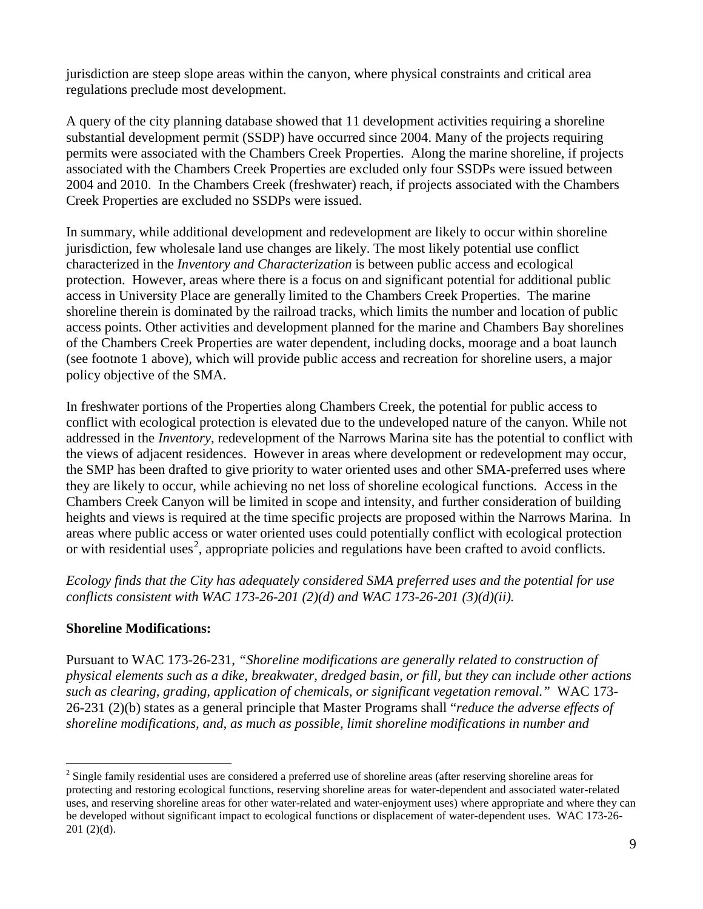jurisdiction are steep slope areas within the canyon, where physical constraints and critical area regulations preclude most development.

A query of the city planning database showed that 11 development activities requiring a shoreline substantial development permit (SSDP) have occurred since 2004. Many of the projects requiring permits were associated with the Chambers Creek Properties. Along the marine shoreline, if projects associated with the Chambers Creek Properties are excluded only four SSDPs were issued between 2004 and 2010. In the Chambers Creek (freshwater) reach, if projects associated with the Chambers Creek Properties are excluded no SSDPs were issued.

In summary, while additional development and redevelopment are likely to occur within shoreline jurisdiction, few wholesale land use changes are likely. The most likely potential use conflict characterized in the *Inventory and Characterization* is between public access and ecological protection. However, areas where there is a focus on and significant potential for additional public access in University Place are generally limited to the Chambers Creek Properties. The marine shoreline therein is dominated by the railroad tracks, which limits the number and location of public access points. Other activities and development planned for the marine and Chambers Bay shorelines of the Chambers Creek Properties are water dependent, including docks, moorage and a boat launch (see footnote 1 above), which will provide public access and recreation for shoreline users, a major policy objective of the SMA.

In freshwater portions of the Properties along Chambers Creek, the potential for public access to conflict with ecological protection is elevated due to the undeveloped nature of the canyon. While not addressed in the *Inventory*, redevelopment of the Narrows Marina site has the potential to conflict with the views of adjacent residences. However in areas where development or redevelopment may occur, the SMP has been drafted to give priority to water oriented uses and other SMA-preferred uses where they are likely to occur, while achieving no net loss of shoreline ecological functions. Access in the Chambers Creek Canyon will be limited in scope and intensity, and further consideration of building heights and views is required at the time specific projects are proposed within the Narrows Marina. In areas where public access or water oriented uses could potentially conflict with ecological protection or with residential uses[2], appropriate policies and regulations have been crafted to avoid conflicts.

*Ecology finds that the City has adequately considered SMA preferred uses and the potential for use conflicts consistent with WAC 173-26-201 (2)(d) and WAC 173-26-201 (3)(d)(ii).*

**Shoreline Modifications:**

Pursuant to WAC 173-26-231, *"Shoreline modifications are generally related to construction of physical elements such as a dike, breakwater, dredged basin, or fill, but they can include other actions such as clearing, grading, application of chemicals, or significant vegetation removal."* WAC 173-26-231 (2)(b) states as a general principle that Master Programs shall "*reduce the adverse effects of shoreline modifications, and, as much as possible, limit shoreline modifications in number and*

---

[2] Single family residential uses are considered a preferred use of shoreline areas (after reserving shoreline areas for protecting and restoring ecological functions, reserving shoreline areas for water-dependent and associated water-related uses, and reserving shoreline areas for other water-related and water-enjoyment uses) where appropriate and where they can be developed without significant impact to ecological functions or displacement of water-dependent uses. WAC 173-26-201 (2)(d).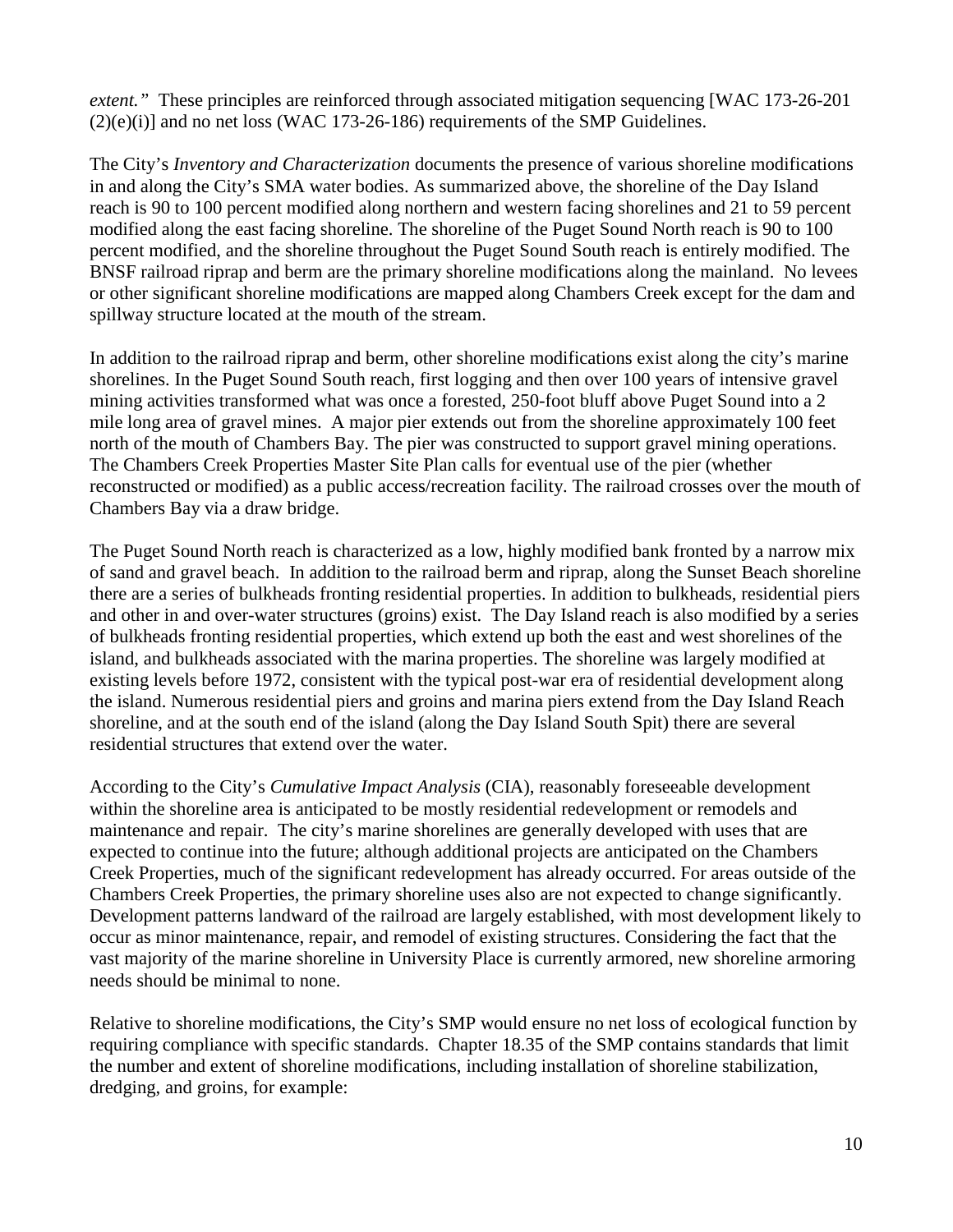*extent."* These principles are reinforced through associated mitigation sequencing [WAC 173-26-201 (2)(e)(i)] and no net loss (WAC 173-26-186) requirements of the SMP Guidelines.

The City's *Inventory and Characterization* documents the presence of various shoreline modifications in and along the City's SMA water bodies. As summarized above, the shoreline of the Day Island reach is 90 to 100 percent modified along northern and western facing shorelines and 21 to 59 percent modified along the east facing shoreline. The shoreline of the Puget Sound North reach is 90 to 100 percent modified, and the shoreline throughout the Puget Sound South reach is entirely modified. The BNSF railroad riprap and berm are the primary shoreline modifications along the mainland. No levees or other significant shoreline modifications are mapped along Chambers Creek except for the dam and spillway structure located at the mouth of the stream.

In addition to the railroad riprap and berm, other shoreline modifications exist along the city's marine shorelines. In the Puget Sound South reach, first logging and then over 100 years of intensive gravel mining activities transformed what was once a forested, 250-foot bluff above Puget Sound into a 2 mile long area of gravel mines. A major pier extends out from the shoreline approximately 100 feet north of the mouth of Chambers Bay. The pier was constructed to support gravel mining operations. The Chambers Creek Properties Master Site Plan calls for eventual use of the pier (whether reconstructed or modified) as a public access/recreation facility. The railroad crosses over the mouth of Chambers Bay via a draw bridge.

The Puget Sound North reach is characterized as a low, highly modified bank fronted by a narrow mix of sand and gravel beach. In addition to the railroad berm and riprap, along the Sunset Beach shoreline there are a series of bulkheads fronting residential properties. In addition to bulkheads, residential piers and other in and over-water structures (groins) exist. The Day Island reach is also modified by a series of bulkheads fronting residential properties, which extend up both the east and west shorelines of the island, and bulkheads associated with the marina properties. The shoreline was largely modified at existing levels before 1972, consistent with the typical post-war era of residential development along the island. Numerous residential piers and groins and marina piers extend from the Day Island Reach shoreline, and at the south end of the island (along the Day Island South Spit) there are several residential structures that extend over the water.

According to the City's *Cumulative Impact Analysis* (CIA), reasonably foreseeable development within the shoreline area is anticipated to be mostly residential redevelopment or remodels and maintenance and repair. The city's marine shorelines are generally developed with uses that are expected to continue into the future; although additional projects are anticipated on the Chambers Creek Properties, much of the significant redevelopment has already occurred. For areas outside of the Chambers Creek Properties, the primary shoreline uses also are not expected to change significantly. Development patterns landward of the railroad are largely established, with most development likely to occur as minor maintenance, repair, and remodel of existing structures. Considering the fact that the vast majority of the marine shoreline in University Place is currently armored, new shoreline armoring needs should be minimal to none.

Relative to shoreline modifications, the City's SMP would ensure no net loss of ecological function by requiring compliance with specific standards. Chapter 18.35 of the SMP contains standards that limit the number and extent of shoreline modifications, including installation of shoreline stabilization, dredging, and groins, for example: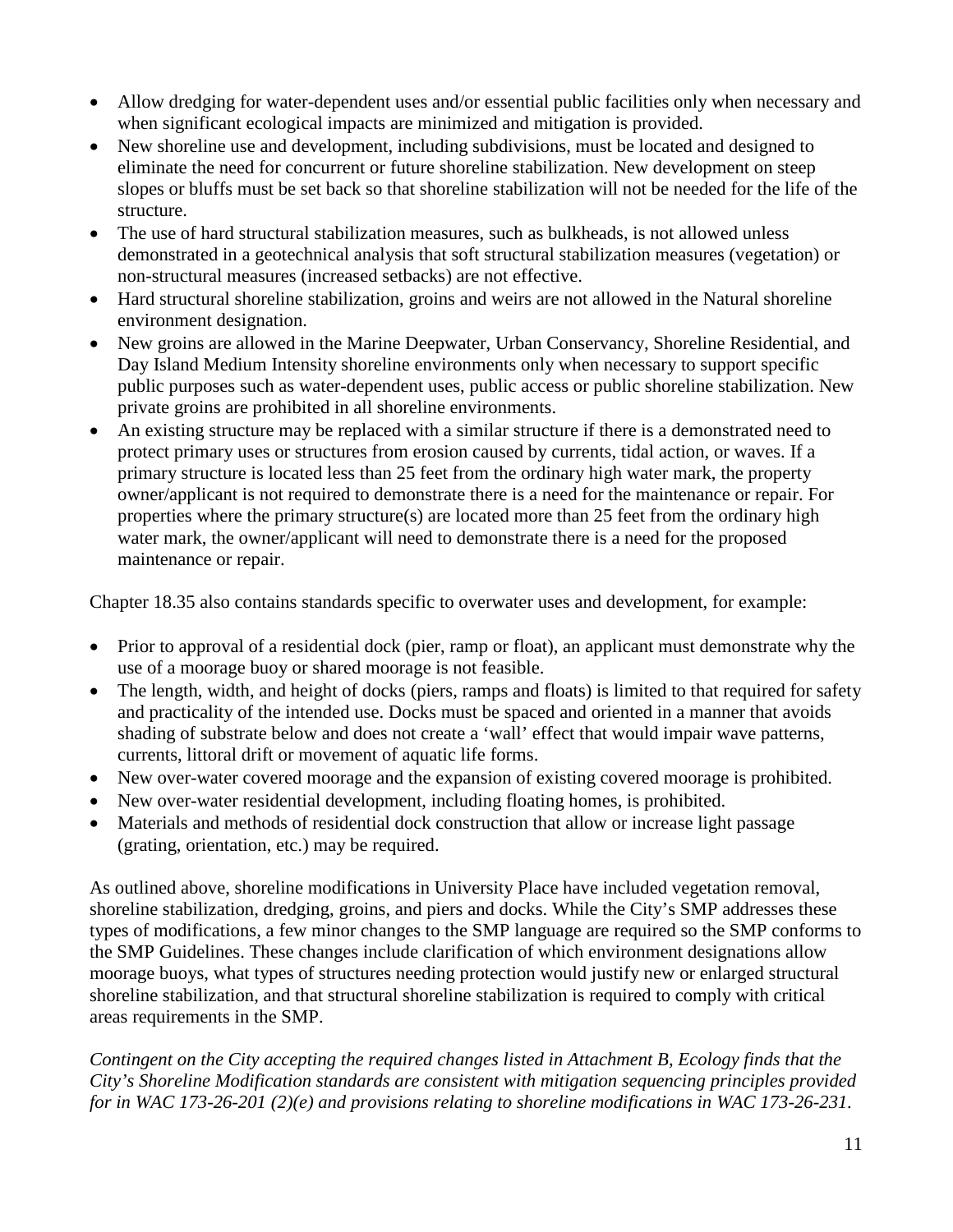- Allow dredging for water-dependent uses and/or essential public facilities only when necessary and when significant ecological impacts are minimized and mitigation is provided.
- New shoreline use and development, including subdivisions, must be located and designed to eliminate the need for concurrent or future shoreline stabilization. New development on steep slopes or bluffs must be set back so that shoreline stabilization will not be needed for the life of the structure.
- The use of hard structural stabilization measures, such as bulkheads, is not allowed unless demonstrated in a geotechnical analysis that soft structural stabilization measures (vegetation) or non-structural measures (increased setbacks) are not effective.
- Hard structural shoreline stabilization, groins and weirs are not allowed in the Natural shoreline environment designation.
- New groins are allowed in the Marine Deepwater, Urban Conservancy, Shoreline Residential, and Day Island Medium Intensity shoreline environments only when necessary to support specific public purposes such as water-dependent uses, public access or public shoreline stabilization. New private groins are prohibited in all shoreline environments.
- An existing structure may be replaced with a similar structure if there is a demonstrated need to protect primary uses or structures from erosion caused by currents, tidal action, or waves. If a primary structure is located less than 25 feet from the ordinary high water mark, the property owner/applicant is not required to demonstrate there is a need for the maintenance or repair. For properties where the primary structure(s) are located more than 25 feet from the ordinary high water mark, the owner/applicant will need to demonstrate there is a need for the proposed maintenance or repair.

Chapter 18.35 also contains standards specific to overwater uses and development, for example:

- Prior to approval of a residential dock (pier, ramp or float), an applicant must demonstrate why the use of a moorage buoy or shared moorage is not feasible.
- The length, width, and height of docks (piers, ramps and floats) is limited to that required for safety and practicality of the intended use. Docks must be spaced and oriented in a manner that avoids shading of substrate below and does not create a 'wall' effect that would impair wave patterns, currents, littoral drift or movement of aquatic life forms.
- New over-water covered moorage and the expansion of existing covered moorage is prohibited.
- New over-water residential development, including floating homes, is prohibited.
- Materials and methods of residential dock construction that allow or increase light passage (grating, orientation, etc.) may be required.

As outlined above, shoreline modifications in University Place have included vegetation removal, shoreline stabilization, dredging, groins, and piers and docks. While the City's SMP addresses these types of modifications, a few minor changes to the SMP language are required so the SMP conforms to the SMP Guidelines. These changes include clarification of which environment designations allow moorage buoys, what types of structures needing protection would justify new or enlarged structural shoreline stabilization, and that structural shoreline stabilization is required to comply with critical areas requirements in the SMP.

*Contingent on the City accepting the required changes listed in Attachment B, Ecology finds that the City's Shoreline Modification standards are consistent with mitigation sequencing principles provided for in WAC 173-26-201 (2)(e) and provisions relating to shoreline modifications in WAC 173-26-231.*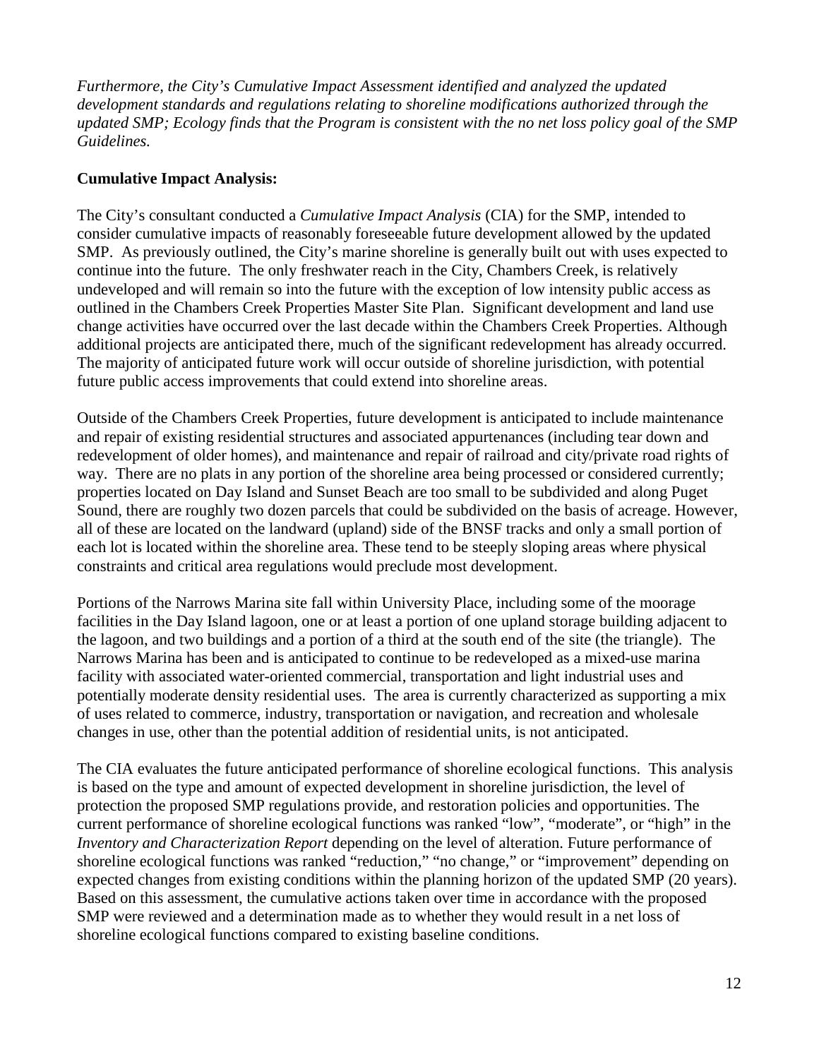*Furthermore, the City's Cumulative Impact Assessment identified and analyzed the updated development standards and regulations relating to shoreline modifications authorized through the updated SMP; Ecology finds that the Program is consistent with the no net loss policy goal of the SMP Guidelines.*

**Cumulative Impact Analysis:**

The City's consultant conducted a *Cumulative Impact Analysis* (CIA) for the SMP, intended to consider cumulative impacts of reasonably foreseeable future development allowed by the updated SMP. As previously outlined, the City's marine shoreline is generally built out with uses expected to continue into the future. The only freshwater reach in the City, Chambers Creek, is relatively undeveloped and will remain so into the future with the exception of low intensity public access as outlined in the Chambers Creek Properties Master Site Plan. Significant development and land use change activities have occurred over the last decade within the Chambers Creek Properties. Although additional projects are anticipated there, much of the significant redevelopment has already occurred. The majority of anticipated future work will occur outside of shoreline jurisdiction, with potential future public access improvements that could extend into shoreline areas.

Outside of the Chambers Creek Properties, future development is anticipated to include maintenance and repair of existing residential structures and associated appurtenances (including tear down and redevelopment of older homes), and maintenance and repair of railroad and city/private road rights of way. There are no plats in any portion of the shoreline area being processed or considered currently; properties located on Day Island and Sunset Beach are too small to be subdivided and along Puget Sound, there are roughly two dozen parcels that could be subdivided on the basis of acreage. However, all of these are located on the landward (upland) side of the BNSF tracks and only a small portion of each lot is located within the shoreline area. These tend to be steeply sloping areas where physical constraints and critical area regulations would preclude most development.

Portions of the Narrows Marina site fall within University Place, including some of the moorage facilities in the Day Island lagoon, one or at least a portion of one upland storage building adjacent to the lagoon, and two buildings and a portion of a third at the south end of the site (the triangle). The Narrows Marina has been and is anticipated to continue to be redeveloped as a mixed-use marina facility with associated water-oriented commercial, transportation and light industrial uses and potentially moderate density residential uses. The area is currently characterized as supporting a mix of uses related to commerce, industry, transportation or navigation, and recreation and wholesale changes in use, other than the potential addition of residential units, is not anticipated.

The CIA evaluates the future anticipated performance of shoreline ecological functions. This analysis is based on the type and amount of expected development in shoreline jurisdiction, the level of protection the proposed SMP regulations provide, and restoration policies and opportunities. The current performance of shoreline ecological functions was ranked "low", "moderate", or "high" in the *Inventory and Characterization Report* depending on the level of alteration. Future performance of shoreline ecological functions was ranked "reduction," "no change," or "improvement" depending on expected changes from existing conditions within the planning horizon of the updated SMP (20 years). Based on this assessment, the cumulative actions taken over time in accordance with the proposed SMP were reviewed and a determination made as to whether they would result in a net loss of shoreline ecological functions compared to existing baseline conditions.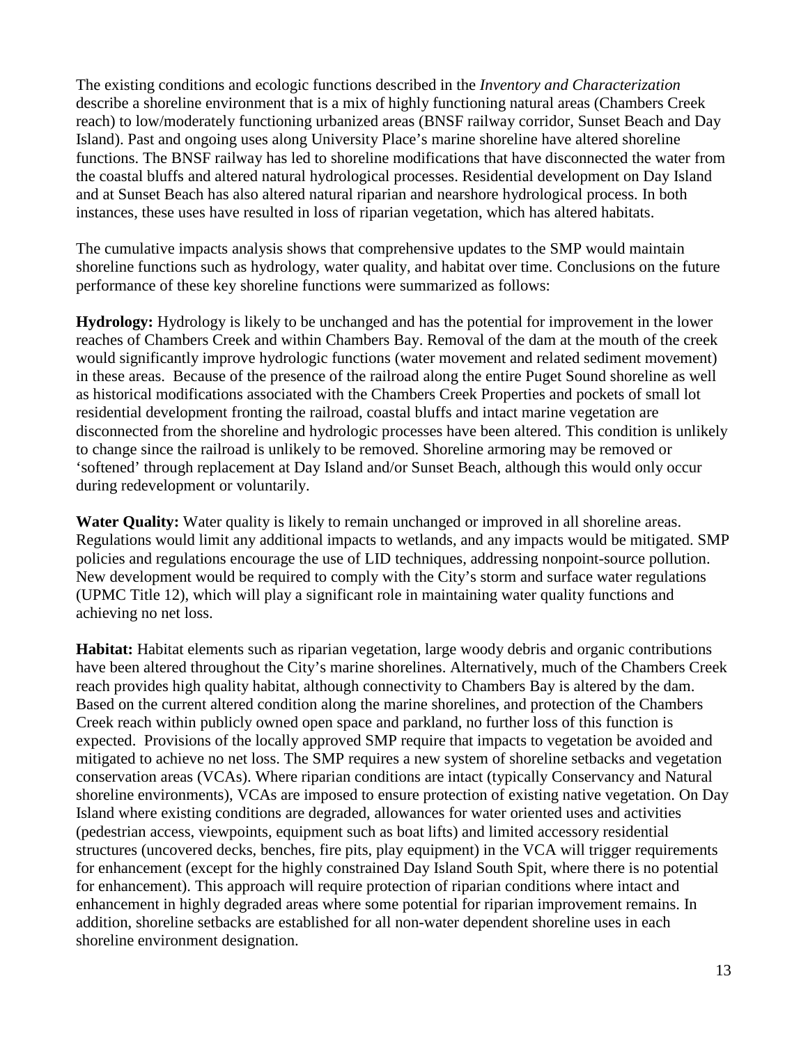The existing conditions and ecologic functions described in the *Inventory and Characterization* describe a shoreline environment that is a mix of highly functioning natural areas (Chambers Creek reach) to low/moderately functioning urbanized areas (BNSF railway corridor, Sunset Beach and Day Island). Past and ongoing uses along University Place's marine shoreline have altered shoreline functions. The BNSF railway has led to shoreline modifications that have disconnected the water from the coastal bluffs and altered natural hydrological processes. Residential development on Day Island and at Sunset Beach has also altered natural riparian and nearshore hydrological process. In both instances, these uses have resulted in loss of riparian vegetation, which has altered habitats.

The cumulative impacts analysis shows that comprehensive updates to the SMP would maintain shoreline functions such as hydrology, water quality, and habitat over time. Conclusions on the future performance of these key shoreline functions were summarized as follows:

**Hydrology:** Hydrology is likely to be unchanged and has the potential for improvement in the lower reaches of Chambers Creek and within Chambers Bay. Removal of the dam at the mouth of the creek would significantly improve hydrologic functions (water movement and related sediment movement) in these areas. Because of the presence of the railroad along the entire Puget Sound shoreline as well as historical modifications associated with the Chambers Creek Properties and pockets of small lot residential development fronting the railroad, coastal bluffs and intact marine vegetation are disconnected from the shoreline and hydrologic processes have been altered. This condition is unlikely to change since the railroad is unlikely to be removed. Shoreline armoring may be removed or 'softened' through replacement at Day Island and/or Sunset Beach, although this would only occur during redevelopment or voluntarily.

**Water Quality:** Water quality is likely to remain unchanged or improved in all shoreline areas. Regulations would limit any additional impacts to wetlands, and any impacts would be mitigated. SMP policies and regulations encourage the use of LID techniques, addressing nonpoint-source pollution. New development would be required to comply with the City's storm and surface water regulations (UPMC Title 12), which will play a significant role in maintaining water quality functions and achieving no net loss.

**Habitat:** Habitat elements such as riparian vegetation, large woody debris and organic contributions have been altered throughout the City's marine shorelines. Alternatively, much of the Chambers Creek reach provides high quality habitat, although connectivity to Chambers Bay is altered by the dam. Based on the current altered condition along the marine shorelines, and protection of the Chambers Creek reach within publicly owned open space and parkland, no further loss of this function is expected. Provisions of the locally approved SMP require that impacts to vegetation be avoided and mitigated to achieve no net loss. The SMP requires a new system of shoreline setbacks and vegetation conservation areas (VCAs). Where riparian conditions are intact (typically Conservancy and Natural shoreline environments), VCAs are imposed to ensure protection of existing native vegetation. On Day Island where existing conditions are degraded, allowances for water oriented uses and activities (pedestrian access, viewpoints, equipment such as boat lifts) and limited accessory residential structures (uncovered decks, benches, fire pits, play equipment) in the VCA will trigger requirements for enhancement (except for the highly constrained Day Island South Spit, where there is no potential for enhancement). This approach will require protection of riparian conditions where intact and enhancement in highly degraded areas where some potential for riparian improvement remains. In addition, shoreline setbacks are established for all non-water dependent shoreline uses in each shoreline environment designation.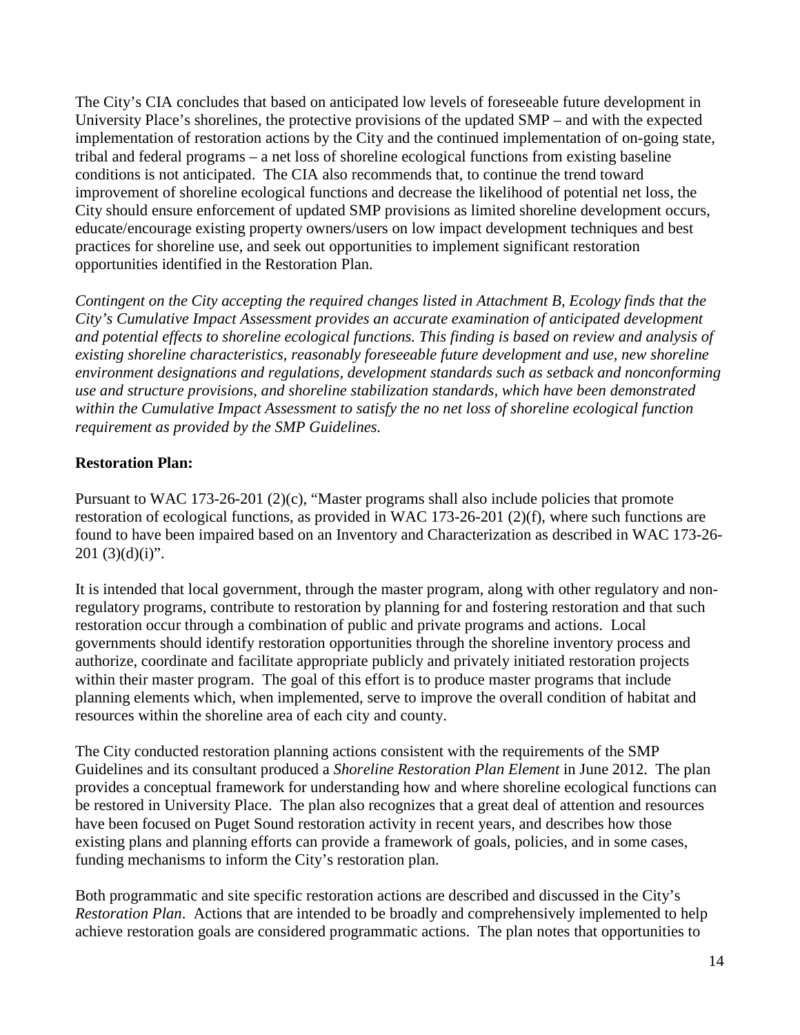The City's CIA concludes that based on anticipated low levels of foreseeable future development in University Place's shorelines, the protective provisions of the updated SMP – and with the expected implementation of restoration actions by the City and the continued implementation of on-going state, tribal and federal programs – a net loss of shoreline ecological functions from existing baseline conditions is not anticipated. The CIA also recommends that, to continue the trend toward improvement of shoreline ecological functions and decrease the likelihood of potential net loss, the City should ensure enforcement of updated SMP provisions as limited shoreline development occurs, educate/encourage existing property owners/users on low impact development techniques and best practices for shoreline use, and seek out opportunities to implement significant restoration opportunities identified in the Restoration Plan.

*Contingent on the City accepting the required changes listed in Attachment B, Ecology finds that the City's Cumulative Impact Assessment provides an accurate examination of anticipated development and potential effects to shoreline ecological functions. This finding is based on review and analysis of existing shoreline characteristics, reasonably foreseeable future development and use, new shoreline environment designations and regulations, development standards such as setback and nonconforming use and structure provisions, and shoreline stabilization standards, which have been demonstrated within the Cumulative Impact Assessment to satisfy the no net loss of shoreline ecological function requirement as provided by the SMP Guidelines.*

**Restoration Plan:**

Pursuant to WAC 173-26-201 (2)(c), "Master programs shall also include policies that promote restoration of ecological functions, as provided in WAC 173-26-201 (2)(f), where such functions are found to have been impaired based on an Inventory and Characterization as described in WAC 173-26-201 (3)(d)(i)".

It is intended that local government, through the master program, along with other regulatory and non-regulatory programs, contribute to restoration by planning for and fostering restoration and that such restoration occur through a combination of public and private programs and actions. Local governments should identify restoration opportunities through the shoreline inventory process and authorize, coordinate and facilitate appropriate publicly and privately initiated restoration projects within their master program. The goal of this effort is to produce master programs that include planning elements which, when implemented, serve to improve the overall condition of habitat and resources within the shoreline area of each city and county.

The City conducted restoration planning actions consistent with the requirements of the SMP Guidelines and its consultant produced a *Shoreline Restoration Plan Element* in June 2012. The plan provides a conceptual framework for understanding how and where shoreline ecological functions can be restored in University Place. The plan also recognizes that a great deal of attention and resources have been focused on Puget Sound restoration activity in recent years, and describes how those existing plans and planning efforts can provide a framework of goals, policies, and in some cases, funding mechanisms to inform the City's restoration plan.

Both programmatic and site specific restoration actions are described and discussed in the City's *Restoration Plan*. Actions that are intended to be broadly and comprehensively implemented to help achieve restoration goals are considered programmatic actions. The plan notes that opportunities to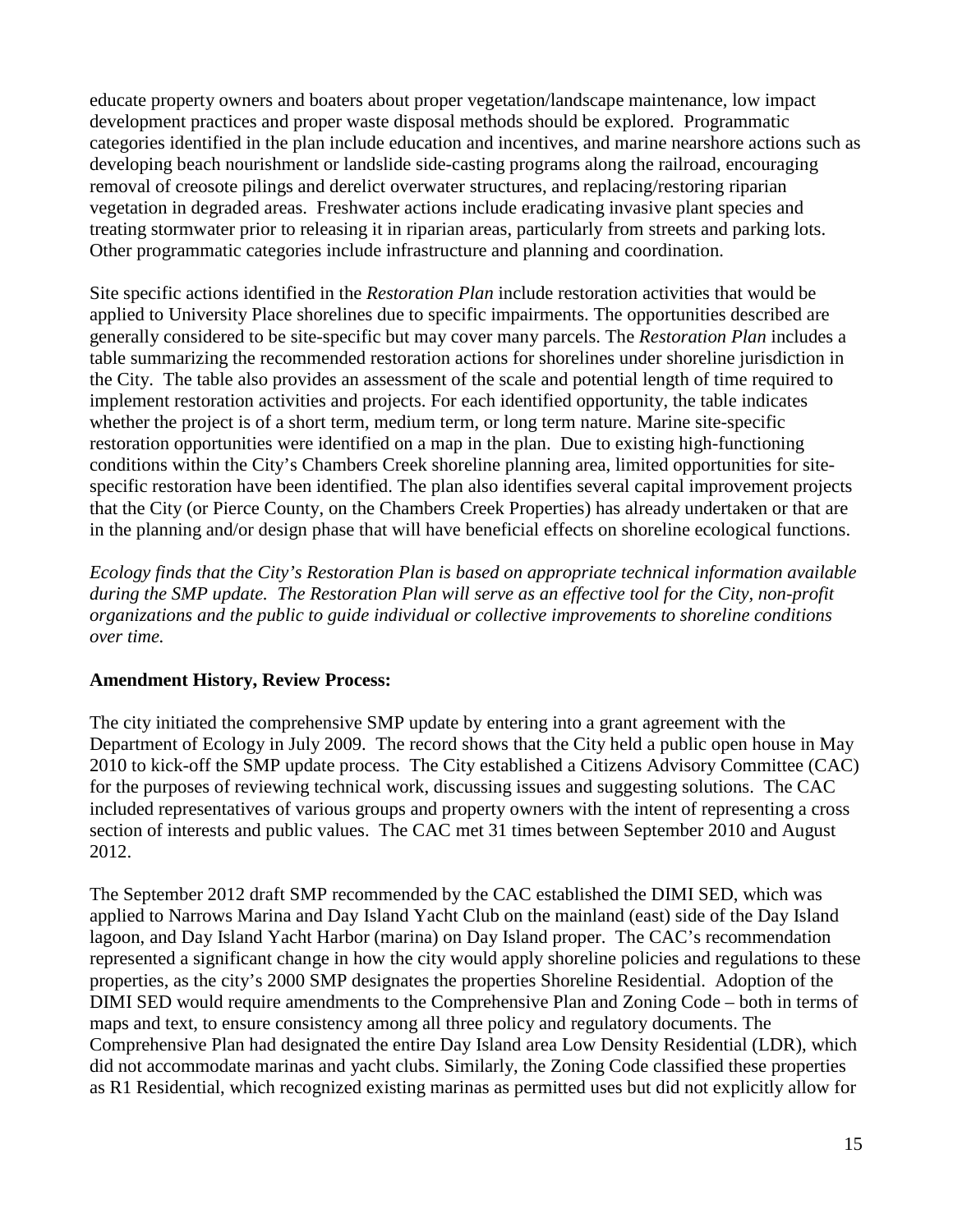educate property owners and boaters about proper vegetation/landscape maintenance, low impact development practices and proper waste disposal methods should be explored. Programmatic categories identified in the plan include education and incentives, and marine nearshore actions such as developing beach nourishment or landslide side-casting programs along the railroad, encouraging removal of creosote pilings and derelict overwater structures, and replacing/restoring riparian vegetation in degraded areas. Freshwater actions include eradicating invasive plant species and treating stormwater prior to releasing it in riparian areas, particularly from streets and parking lots. Other programmatic categories include infrastructure and planning and coordination.

Site specific actions identified in the *Restoration Plan* include restoration activities that would be applied to University Place shorelines due to specific impairments. The opportunities described are generally considered to be site-specific but may cover many parcels. The *Restoration Plan* includes a table summarizing the recommended restoration actions for shorelines under shoreline jurisdiction in the City. The table also provides an assessment of the scale and potential length of time required to implement restoration activities and projects. For each identified opportunity, the table indicates whether the project is of a short term, medium term, or long term nature. Marine site-specific restoration opportunities were identified on a map in the plan. Due to existing high-functioning conditions within the City's Chambers Creek shoreline planning area, limited opportunities for site-specific restoration have been identified. The plan also identifies several capital improvement projects that the City (or Pierce County, on the Chambers Creek Properties) has already undertaken or that are in the planning and/or design phase that will have beneficial effects on shoreline ecological functions.

*Ecology finds that the City's Restoration Plan is based on appropriate technical information available during the SMP update. The Restoration Plan will serve as an effective tool for the City, non-profit organizations and the public to guide individual or collective improvements to shoreline conditions over time.*

**Amendment History, Review Process:**

The city initiated the comprehensive SMP update by entering into a grant agreement with the Department of Ecology in July 2009. The record shows that the City held a public open house in May 2010 to kick-off the SMP update process. The City established a Citizens Advisory Committee (CAC) for the purposes of reviewing technical work, discussing issues and suggesting solutions. The CAC included representatives of various groups and property owners with the intent of representing a cross section of interests and public values. The CAC met 31 times between September 2010 and August 2012.

The September 2012 draft SMP recommended by the CAC established the DIMI SED, which was applied to Narrows Marina and Day Island Yacht Club on the mainland (east) side of the Day Island lagoon, and Day Island Yacht Harbor (marina) on Day Island proper. The CAC's recommendation represented a significant change in how the city would apply shoreline policies and regulations to these properties, as the city's 2000 SMP designates the properties Shoreline Residential. Adoption of the DIMI SED would require amendments to the Comprehensive Plan and Zoning Code – both in terms of maps and text, to ensure consistency among all three policy and regulatory documents. The Comprehensive Plan had designated the entire Day Island area Low Density Residential (LDR), which did not accommodate marinas and yacht clubs. Similarly, the Zoning Code classified these properties as R1 Residential, which recognized existing marinas as permitted uses but did not explicitly allow for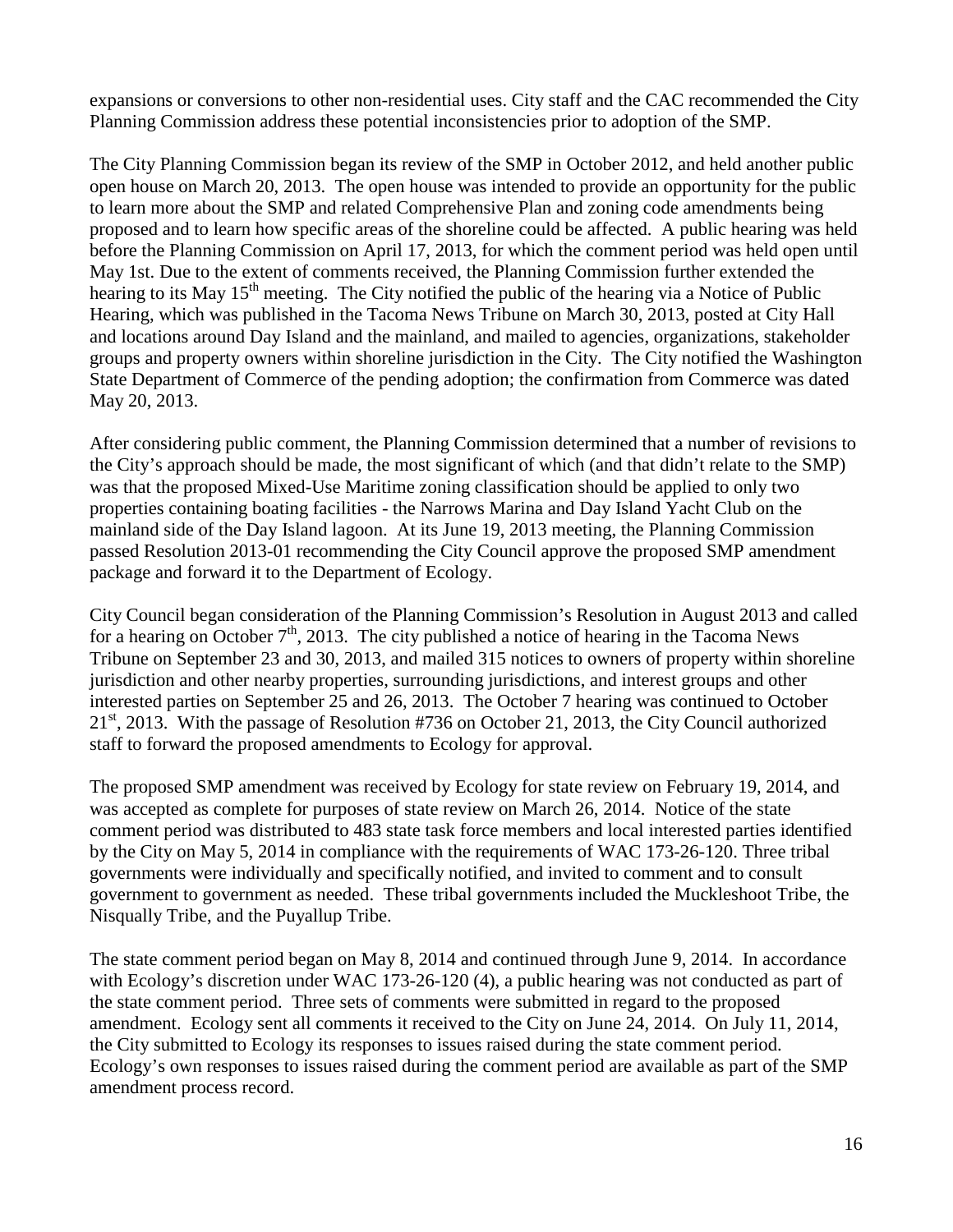expansions or conversions to other non-residential uses. City staff and the CAC recommended the City Planning Commission address these potential inconsistencies prior to adoption of the SMP.

The City Planning Commission began its review of the SMP in October 2012, and held another public open house on March 20, 2013. The open house was intended to provide an opportunity for the public to learn more about the SMP and related Comprehensive Plan and zoning code amendments being proposed and to learn how specific areas of the shoreline could be affected. A public hearing was held before the Planning Commission on April 17, 2013, for which the comment period was held open until May 1st. Due to the extent of comments received, the Planning Commission further extended the hearing to its May 15th meeting. The City notified the public of the hearing via a Notice of Public Hearing, which was published in the Tacoma News Tribune on March 30, 2013, posted at City Hall and locations around Day Island and the mainland, and mailed to agencies, organizations, stakeholder groups and property owners within shoreline jurisdiction in the City. The City notified the Washington State Department of Commerce of the pending adoption; the confirmation from Commerce was dated May 20, 2013.

After considering public comment, the Planning Commission determined that a number of revisions to the City's approach should be made, the most significant of which (and that didn't relate to the SMP) was that the proposed Mixed-Use Maritime zoning classification should be applied to only two properties containing boating facilities - the Narrows Marina and Day Island Yacht Club on the mainland side of the Day Island lagoon. At its June 19, 2013 meeting, the Planning Commission passed Resolution 2013-01 recommending the City Council approve the proposed SMP amendment package and forward it to the Department of Ecology.

City Council began consideration of the Planning Commission's Resolution in August 2013 and called for a hearing on October 7th, 2013. The city published a notice of hearing in the Tacoma News Tribune on September 23 and 30, 2013, and mailed 315 notices to owners of property within shoreline jurisdiction and other nearby properties, surrounding jurisdictions, and interest groups and other interested parties on September 25 and 26, 2013. The October 7 hearing was continued to October 21st, 2013. With the passage of Resolution #736 on October 21, 2013, the City Council authorized staff to forward the proposed amendments to Ecology for approval.

The proposed SMP amendment was received by Ecology for state review on February 19, 2014, and was accepted as complete for purposes of state review on March 26, 2014. Notice of the state comment period was distributed to 483 state task force members and local interested parties identified by the City on May 5, 2014 in compliance with the requirements of WAC 173-26-120. Three tribal governments were individually and specifically notified, and invited to comment and to consult government to government as needed. These tribal governments included the Muckleshoot Tribe, the Nisqually Tribe, and the Puyallup Tribe.

The state comment period began on May 8, 2014 and continued through June 9, 2014. In accordance with Ecology's discretion under WAC 173-26-120 (4), a public hearing was not conducted as part of the state comment period. Three sets of comments were submitted in regard to the proposed amendment. Ecology sent all comments it received to the City on June 24, 2014. On July 11, 2014, the City submitted to Ecology its responses to issues raised during the state comment period. Ecology's own responses to issues raised during the comment period are available as part of the SMP amendment process record.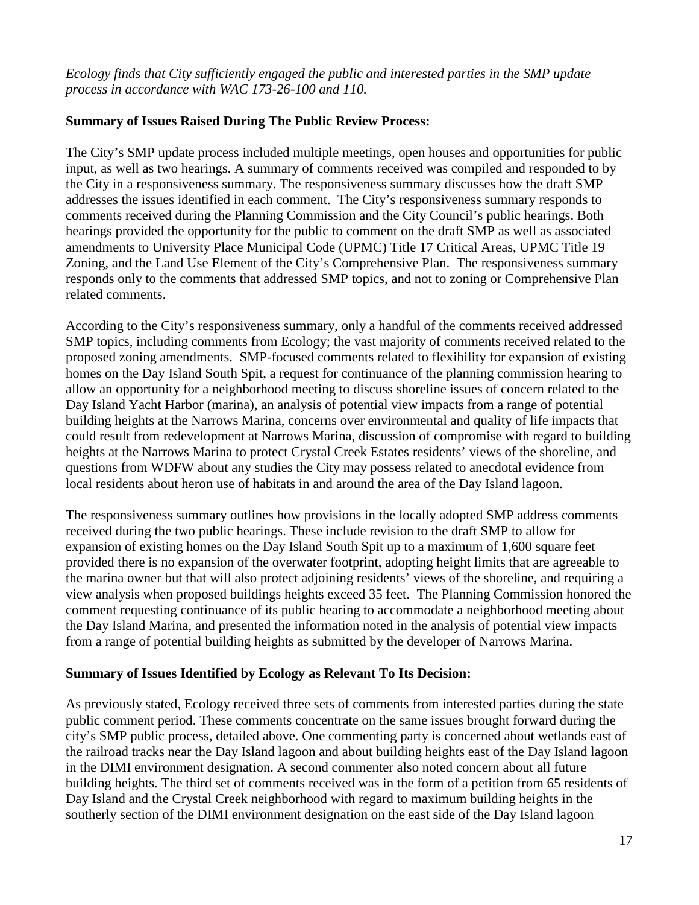*Ecology finds that City sufficiently engaged the public and interested parties in the SMP update process in accordance with WAC 173-26-100 and 110.*

**Summary of Issues Raised During The Public Review Process:**

The City's SMP update process included multiple meetings, open houses and opportunities for public input, as well as two hearings. A summary of comments received was compiled and responded to by the City in a responsiveness summary. The responsiveness summary discusses how the draft SMP addresses the issues identified in each comment. The City's responsiveness summary responds to comments received during the Planning Commission and the City Council's public hearings. Both hearings provided the opportunity for the public to comment on the draft SMP as well as associated amendments to University Place Municipal Code (UPMC) Title 17 Critical Areas, UPMC Title 19 Zoning, and the Land Use Element of the City's Comprehensive Plan. The responsiveness summary responds only to the comments that addressed SMP topics, and not to zoning or Comprehensive Plan related comments.

According to the City's responsiveness summary, only a handful of the comments received addressed SMP topics, including comments from Ecology; the vast majority of comments received related to the proposed zoning amendments. SMP-focused comments related to flexibility for expansion of existing homes on the Day Island South Spit, a request for continuance of the planning commission hearing to allow an opportunity for a neighborhood meeting to discuss shoreline issues of concern related to the Day Island Yacht Harbor (marina), an analysis of potential view impacts from a range of potential building heights at the Narrows Marina, concerns over environmental and quality of life impacts that could result from redevelopment at Narrows Marina, discussion of compromise with regard to building heights at the Narrows Marina to protect Crystal Creek Estates residents' views of the shoreline, and questions from WDFW about any studies the City may possess related to anecdotal evidence from local residents about heron use of habitats in and around the area of the Day Island lagoon.

The responsiveness summary outlines how provisions in the locally adopted SMP address comments received during the two public hearings. These include revision to the draft SMP to allow for expansion of existing homes on the Day Island South Spit up to a maximum of 1,600 square feet provided there is no expansion of the overwater footprint, adopting height limits that are agreeable to the marina owner but that will also protect adjoining residents' views of the shoreline, and requiring a view analysis when proposed buildings heights exceed 35 feet. The Planning Commission honored the comment requesting continuance of its public hearing to accommodate a neighborhood meeting about the Day Island Marina, and presented the information noted in the analysis of potential view impacts from a range of potential building heights as submitted by the developer of Narrows Marina.

**Summary of Issues Identified by Ecology as Relevant To Its Decision:**

As previously stated, Ecology received three sets of comments from interested parties during the state public comment period. These comments concentrate on the same issues brought forward during the city's SMP public process, detailed above. One commenting party is concerned about wetlands east of the railroad tracks near the Day Island lagoon and about building heights east of the Day Island lagoon in the DIMI environment designation. A second commenter also noted concern about all future building heights. The third set of comments received was in the form of a petition from 65 residents of Day Island and the Crystal Creek neighborhood with regard to maximum building heights in the southerly section of the DIMI environment designation on the east side of the Day Island lagoon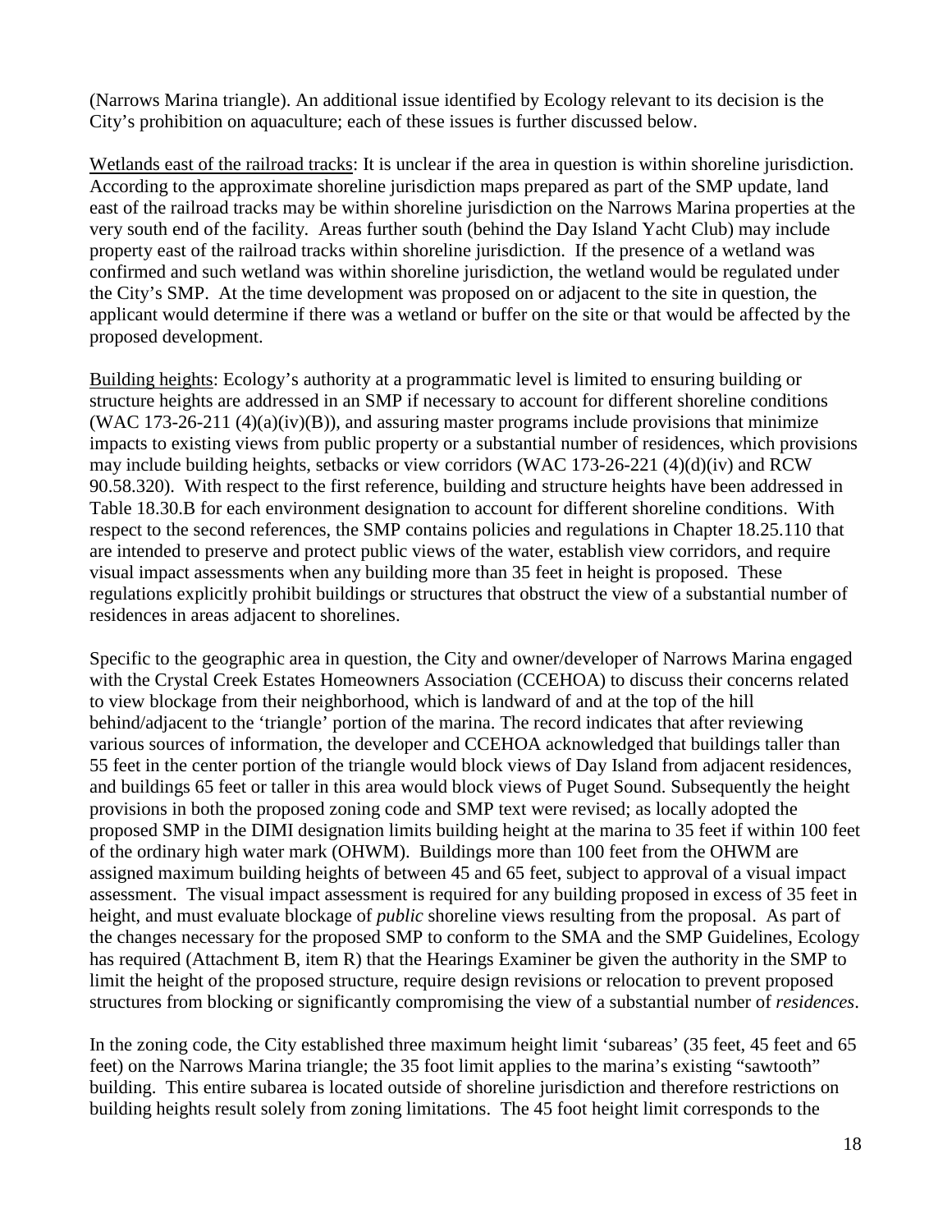(Narrows Marina triangle). An additional issue identified by Ecology relevant to its decision is the City's prohibition on aquaculture; each of these issues is further discussed below.

Wetlands east of the railroad tracks: It is unclear if the area in question is within shoreline jurisdiction. According to the approximate shoreline jurisdiction maps prepared as part of the SMP update, land east of the railroad tracks may be within shoreline jurisdiction on the Narrows Marina properties at the very south end of the facility. Areas further south (behind the Day Island Yacht Club) may include property east of the railroad tracks within shoreline jurisdiction. If the presence of a wetland was confirmed and such wetland was within shoreline jurisdiction, the wetland would be regulated under the City's SMP. At the time development was proposed on or adjacent to the site in question, the applicant would determine if there was a wetland or buffer on the site or that would be affected by the proposed development.

Building heights: Ecology's authority at a programmatic level is limited to ensuring building or structure heights are addressed in an SMP if necessary to account for different shoreline conditions (WAC 173-26-211 (4)(a)(iv)(B)), and assuring master programs include provisions that minimize impacts to existing views from public property or a substantial number of residences, which provisions may include building heights, setbacks or view corridors (WAC 173-26-221 (4)(d)(iv) and RCW 90.58.320). With respect to the first reference, building and structure heights have been addressed in Table 18.30.B for each environment designation to account for different shoreline conditions. With respect to the second references, the SMP contains policies and regulations in Chapter 18.25.110 that are intended to preserve and protect public views of the water, establish view corridors, and require visual impact assessments when any building more than 35 feet in height is proposed. These regulations explicitly prohibit buildings or structures that obstruct the view of a substantial number of residences in areas adjacent to shorelines.

Specific to the geographic area in question, the City and owner/developer of Narrows Marina engaged with the Crystal Creek Estates Homeowners Association (CCEHOA) to discuss their concerns related to view blockage from their neighborhood, which is landward of and at the top of the hill behind/adjacent to the 'triangle' portion of the marina. The record indicates that after reviewing various sources of information, the developer and CCEHOA acknowledged that buildings taller than 55 feet in the center portion of the triangle would block views of Day Island from adjacent residences, and buildings 65 feet or taller in this area would block views of Puget Sound. Subsequently the height provisions in both the proposed zoning code and SMP text were revised; as locally adopted the proposed SMP in the DIMI designation limits building height at the marina to 35 feet if within 100 feet of the ordinary high water mark (OHWM). Buildings more than 100 feet from the OHWM are assigned maximum building heights of between 45 and 65 feet, subject to approval of a visual impact assessment. The visual impact assessment is required for any building proposed in excess of 35 feet in height, and must evaluate blockage of *public* shoreline views resulting from the proposal. As part of the changes necessary for the proposed SMP to conform to the SMA and the SMP Guidelines, Ecology has required (Attachment B, item R) that the Hearings Examiner be given the authority in the SMP to limit the height of the proposed structure, require design revisions or relocation to prevent proposed structures from blocking or significantly compromising the view of a substantial number of *residences*.

In the zoning code, the City established three maximum height limit 'subareas' (35 feet, 45 feet and 65 feet) on the Narrows Marina triangle; the 35 foot limit applies to the marina's existing "sawtooth" building. This entire subarea is located outside of shoreline jurisdiction and therefore restrictions on building heights result solely from zoning limitations. The 45 foot height limit corresponds to the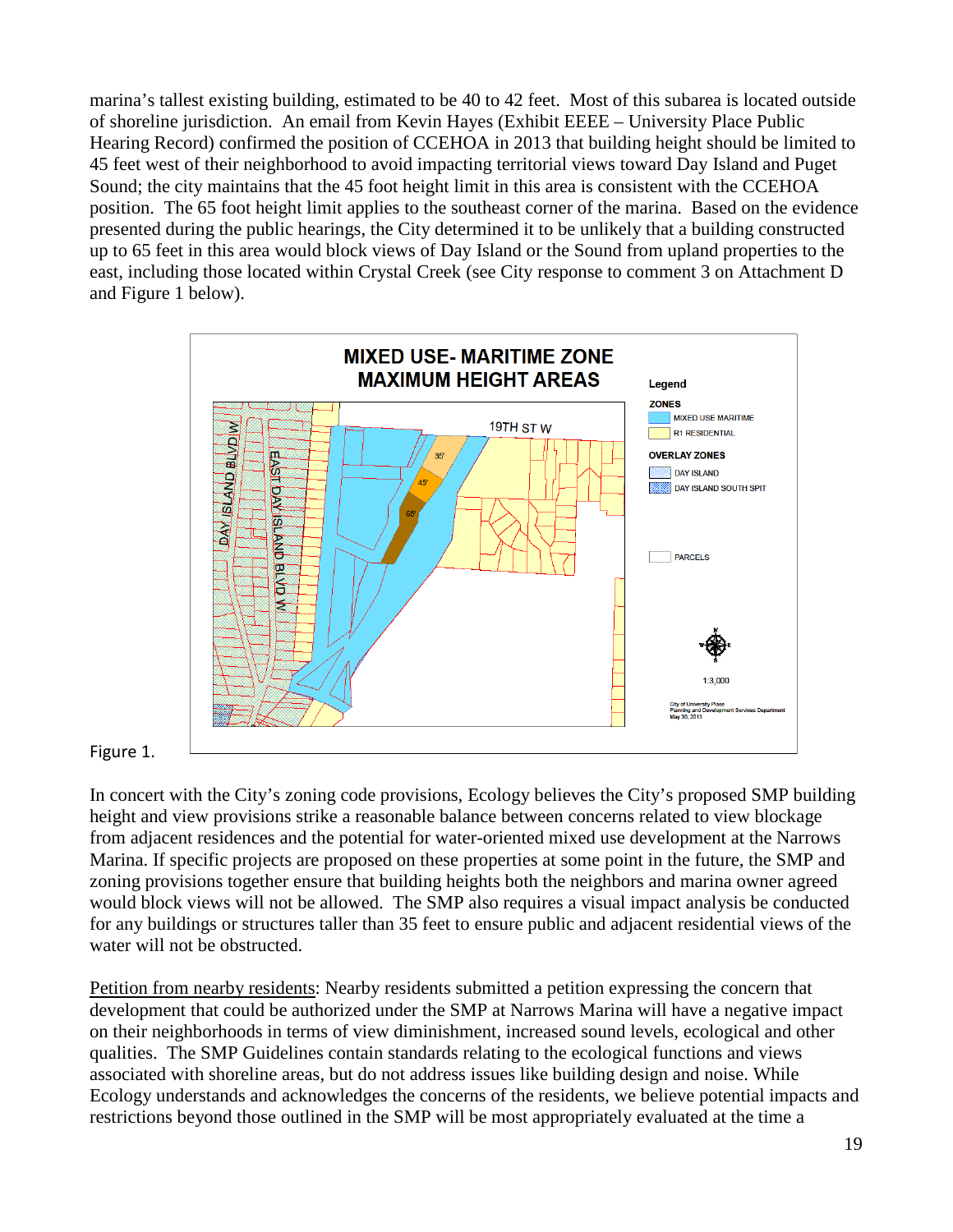marina's tallest existing building, estimated to be 40 to 42 feet. Most of this subarea is located outside of shoreline jurisdiction. An email from Kevin Hayes (Exhibit EEEE – University Place Public Hearing Record) confirmed the position of CCEHOA in 2013 that building height should be limited to 45 feet west of their neighborhood to avoid impacting territorial views toward Day Island and Puget Sound; the city maintains that the 45 foot height limit in this area is consistent with the CCEHOA position. The 65 foot height limit applies to the southeast corner of the marina. Based on the evidence presented during the public hearings, the City determined it to be unlikely that a building constructed up to 65 feet in this area would block views of Day Island or the Sound from upland properties to the east, including those located within Crystal Creek (see City response to comment 3 on Attachment D and Figure 1 below).

Figure 1.

In concert with the City's zoning code provisions, Ecology believes the City's proposed SMP building height and view provisions strike a reasonable balance between concerns related to view blockage from adjacent residences and the potential for water-oriented mixed use development at the Narrows Marina. If specific projects are proposed on these properties at some point in the future, the SMP and zoning provisions together ensure that building heights both the neighbors and marina owner agreed would block views will not be allowed. The SMP also requires a visual impact analysis be conducted for any buildings or structures taller than 35 feet to ensure public and adjacent residential views of the water will not be obstructed.

<u>Petition from nearby residents</u>: Nearby residents submitted a petition expressing the concern that development that could be authorized under the SMP at Narrows Marina will have a negative impact on their neighborhoods in terms of view diminishment, increased sound levels, ecological and other qualities. The SMP Guidelines contain standards relating to the ecological functions and views associated with shoreline areas, but do not address issues like building design and noise. While Ecology understands and acknowledges the concerns of the residents, we believe potential impacts and restrictions beyond those outlined in the SMP will be most appropriately evaluated at the time a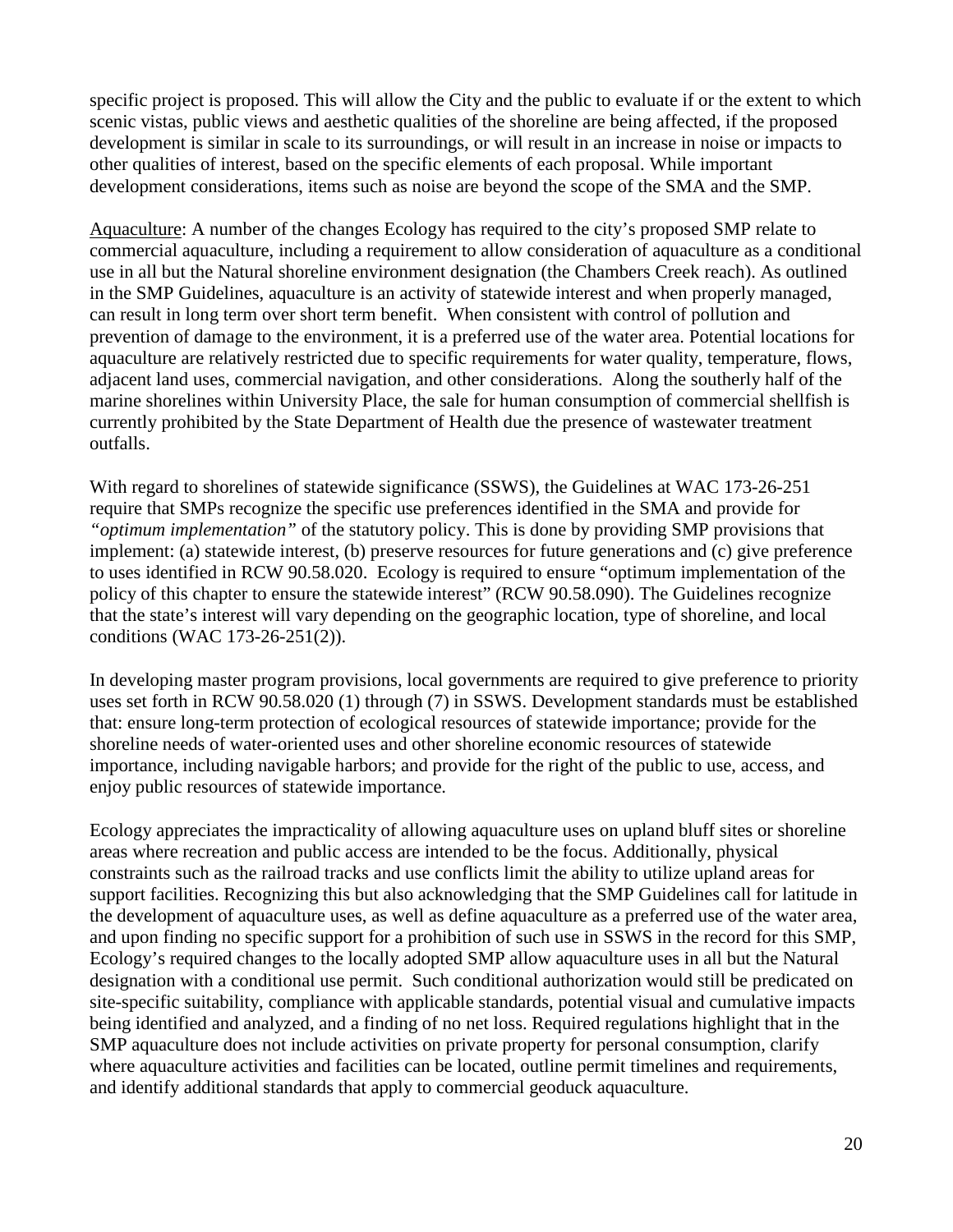specific project is proposed. This will allow the City and the public to evaluate if or the extent to which scenic vistas, public views and aesthetic qualities of the shoreline are being affected, if the proposed development is similar in scale to its surroundings, or will result in an increase in noise or impacts to other qualities of interest, based on the specific elements of each proposal. While important development considerations, items such as noise are beyond the scope of the SMA and the SMP.

Aquaculture: A number of the changes Ecology has required to the city's proposed SMP relate to commercial aquaculture, including a requirement to allow consideration of aquaculture as a conditional use in all but the Natural shoreline environment designation (the Chambers Creek reach). As outlined in the SMP Guidelines, aquaculture is an activity of statewide interest and when properly managed, can result in long term over short term benefit. When consistent with control of pollution and prevention of damage to the environment, it is a preferred use of the water area. Potential locations for aquaculture are relatively restricted due to specific requirements for water quality, temperature, flows, adjacent land uses, commercial navigation, and other considerations. Along the southerly half of the marine shorelines within University Place, the sale for human consumption of commercial shellfish is currently prohibited by the State Department of Health due the presence of wastewater treatment outfalls.

With regard to shorelines of statewide significance (SSWS), the Guidelines at WAC 173-26-251 require that SMPs recognize the specific use preferences identified in the SMA and provide for *"optimum implementation"* of the statutory policy. This is done by providing SMP provisions that implement: (a) statewide interest, (b) preserve resources for future generations and (c) give preference to uses identified in RCW 90.58.020. Ecology is required to ensure "optimum implementation of the policy of this chapter to ensure the statewide interest" (RCW 90.58.090). The Guidelines recognize that the state's interest will vary depending on the geographic location, type of shoreline, and local conditions (WAC 173-26-251(2)).

In developing master program provisions, local governments are required to give preference to priority uses set forth in RCW 90.58.020 (1) through (7) in SSWS. Development standards must be established that: ensure long-term protection of ecological resources of statewide importance; provide for the shoreline needs of water-oriented uses and other shoreline economic resources of statewide importance, including navigable harbors; and provide for the right of the public to use, access, and enjoy public resources of statewide importance.

Ecology appreciates the impracticality of allowing aquaculture uses on upland bluff sites or shoreline areas where recreation and public access are intended to be the focus. Additionally, physical constraints such as the railroad tracks and use conflicts limit the ability to utilize upland areas for support facilities. Recognizing this but also acknowledging that the SMP Guidelines call for latitude in the development of aquaculture uses, as well as define aquaculture as a preferred use of the water area, and upon finding no specific support for a prohibition of such use in SSWS in the record for this SMP, Ecology's required changes to the locally adopted SMP allow aquaculture uses in all but the Natural designation with a conditional use permit. Such conditional authorization would still be predicated on site-specific suitability, compliance with applicable standards, potential visual and cumulative impacts being identified and analyzed, and a finding of no net loss. Required regulations highlight that in the SMP aquaculture does not include activities on private property for personal consumption, clarify where aquaculture activities and facilities can be located, outline permit timelines and requirements, and identify additional standards that apply to commercial geoduck aquaculture.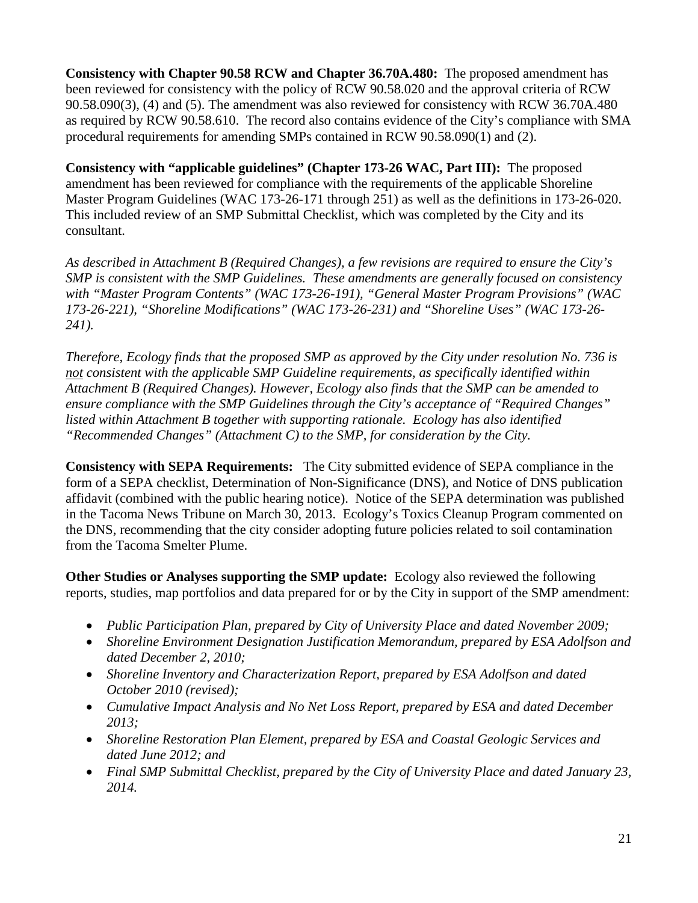**Consistency with Chapter 90.58 RCW and Chapter 36.70A.480:** The proposed amendment has been reviewed for consistency with the policy of RCW 90.58.020 and the approval criteria of RCW 90.58.090(3), (4) and (5). The amendment was also reviewed for consistency with RCW 36.70A.480 as required by RCW 90.58.610. The record also contains evidence of the City's compliance with SMA procedural requirements for amending SMPs contained in RCW 90.58.090(1) and (2).

**Consistency with "applicable guidelines" (Chapter 173-26 WAC, Part III):** The proposed amendment has been reviewed for compliance with the requirements of the applicable Shoreline Master Program Guidelines (WAC 173-26-171 through 251) as well as the definitions in 173-26-020. This included review of an SMP Submittal Checklist, which was completed by the City and its consultant.

*As described in Attachment B (Required Changes), a few revisions are required to ensure the City's SMP is consistent with the SMP Guidelines. These amendments are generally focused on consistency with "Master Program Contents" (WAC 173-26-191), "General Master Program Provisions" (WAC 173-26-221), "Shoreline Modifications" (WAC 173-26-231) and "Shoreline Uses" (WAC 173-26-241).*

*Therefore, Ecology finds that the proposed SMP as approved by the City under resolution No. 736 is <u>not</u> consistent with the applicable SMP Guideline requirements, as specifically identified within Attachment B (Required Changes). However, Ecology also finds that the SMP can be amended to ensure compliance with the SMP Guidelines through the City's acceptance of "Required Changes" listed within Attachment B together with supporting rationale. Ecology has also identified "Recommended Changes" (Attachment C) to the SMP, for consideration by the City.*

**Consistency with SEPA Requirements:** The City submitted evidence of SEPA compliance in the form of a SEPA checklist, Determination of Non-Significance (DNS), and Notice of DNS publication affidavit (combined with the public hearing notice). Notice of the SEPA determination was published in the Tacoma News Tribune on March 30, 2013. Ecology's Toxics Cleanup Program commented on the DNS, recommending that the city consider adopting future policies related to soil contamination from the Tacoma Smelter Plume.

**Other Studies or Analyses supporting the SMP update:** Ecology also reviewed the following reports, studies, map portfolios and data prepared for or by the City in support of the SMP amendment:

- *Public Participation Plan, prepared by City of University Place and dated November 2009;*
- *Shoreline Environment Designation Justification Memorandum, prepared by ESA Adolfson and dated December 2, 2010;*
- *Shoreline Inventory and Characterization Report, prepared by ESA Adolfson and dated October 2010 (revised);*
- *Cumulative Impact Analysis and No Net Loss Report, prepared by ESA and dated December 2013;*
- *Shoreline Restoration Plan Element, prepared by ESA and Coastal Geologic Services and dated June 2012; and*
- *Final SMP Submittal Checklist, prepared by the City of University Place and dated January 23, 2014.*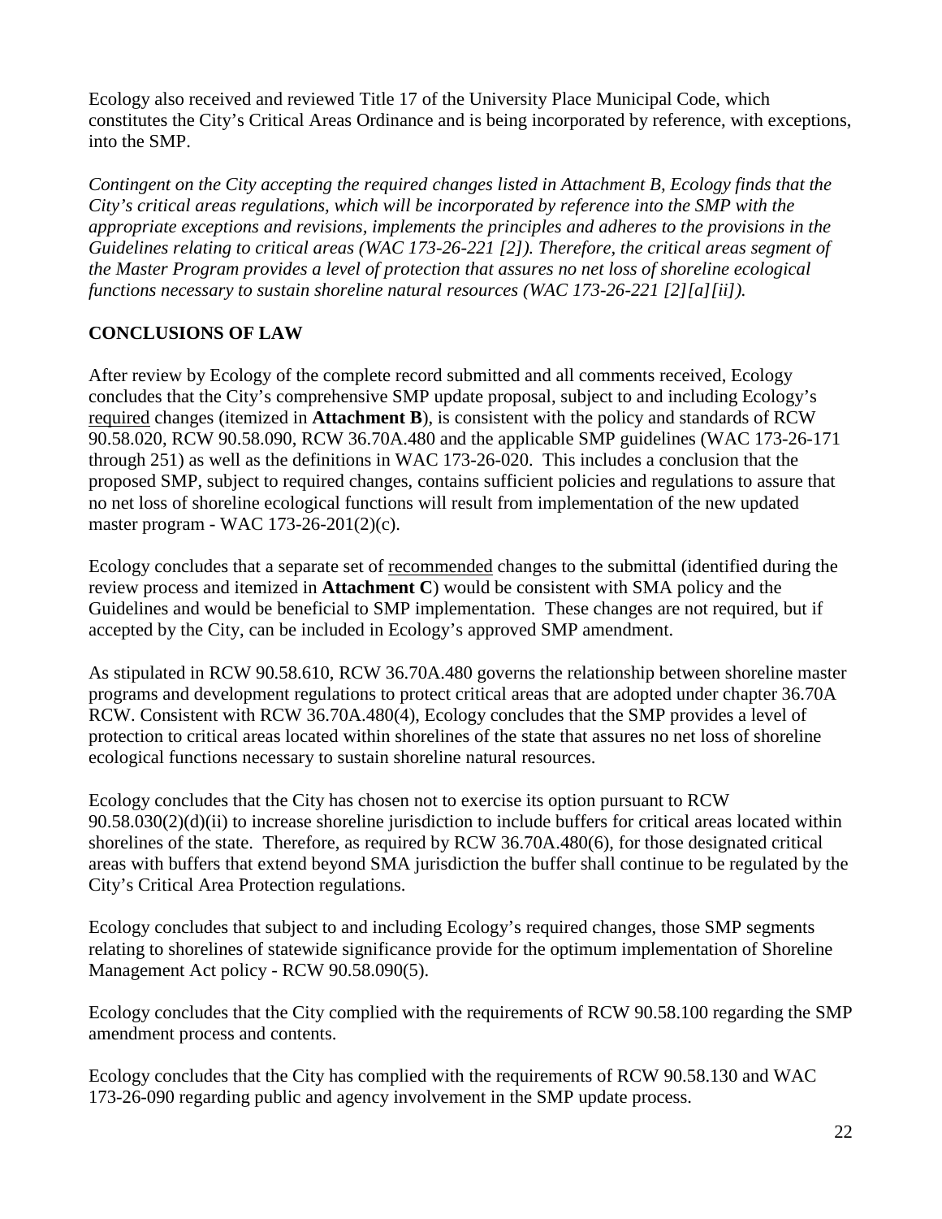Ecology also received and reviewed Title 17 of the University Place Municipal Code, which constitutes the City's Critical Areas Ordinance and is being incorporated by reference, with exceptions, into the SMP.

*Contingent on the City accepting the required changes listed in Attachment B, Ecology finds that the City's critical areas regulations, which will be incorporated by reference into the SMP with the appropriate exceptions and revisions, implements the principles and adheres to the provisions in the Guidelines relating to critical areas (WAC 173-26-221 [2]). Therefore, the critical areas segment of the Master Program provides a level of protection that assures no net loss of shoreline ecological functions necessary to sustain shoreline natural resources (WAC 173-26-221 [2][a][ii]).*

## CONCLUSIONS OF LAW

After review by Ecology of the complete record submitted and all comments received, Ecology concludes that the City's comprehensive SMP update proposal, subject to and including Ecology's required changes (itemized in **Attachment B**), is consistent with the policy and standards of RCW 90.58.020, RCW 90.58.090, RCW 36.70A.480 and the applicable SMP guidelines (WAC 173-26-171 through 251) as well as the definitions in WAC 173-26-020. This includes a conclusion that the proposed SMP, subject to required changes, contains sufficient policies and regulations to assure that no net loss of shoreline ecological functions will result from implementation of the new updated master program - WAC 173-26-201(2)(c).

Ecology concludes that a separate set of recommended changes to the submittal (identified during the review process and itemized in **Attachment C**) would be consistent with SMA policy and the Guidelines and would be beneficial to SMP implementation. These changes are not required, but if accepted by the City, can be included in Ecology's approved SMP amendment.

As stipulated in RCW 90.58.610, RCW 36.70A.480 governs the relationship between shoreline master programs and development regulations to protect critical areas that are adopted under chapter 36.70A RCW. Consistent with RCW 36.70A.480(4), Ecology concludes that the SMP provides a level of protection to critical areas located within shorelines of the state that assures no net loss of shoreline ecological functions necessary to sustain shoreline natural resources.

Ecology concludes that the City has chosen not to exercise its option pursuant to RCW 90.58.030(2)(d)(ii) to increase shoreline jurisdiction to include buffers for critical areas located within shorelines of the state. Therefore, as required by RCW 36.70A.480(6), for those designated critical areas with buffers that extend beyond SMA jurisdiction the buffer shall continue to be regulated by the City's Critical Area Protection regulations.

Ecology concludes that subject to and including Ecology's required changes, those SMP segments relating to shorelines of statewide significance provide for the optimum implementation of Shoreline Management Act policy - RCW 90.58.090(5).

Ecology concludes that the City complied with the requirements of RCW 90.58.100 regarding the SMP amendment process and contents.

Ecology concludes that the City has complied with the requirements of RCW 90.58.130 and WAC 173-26-090 regarding public and agency involvement in the SMP update process.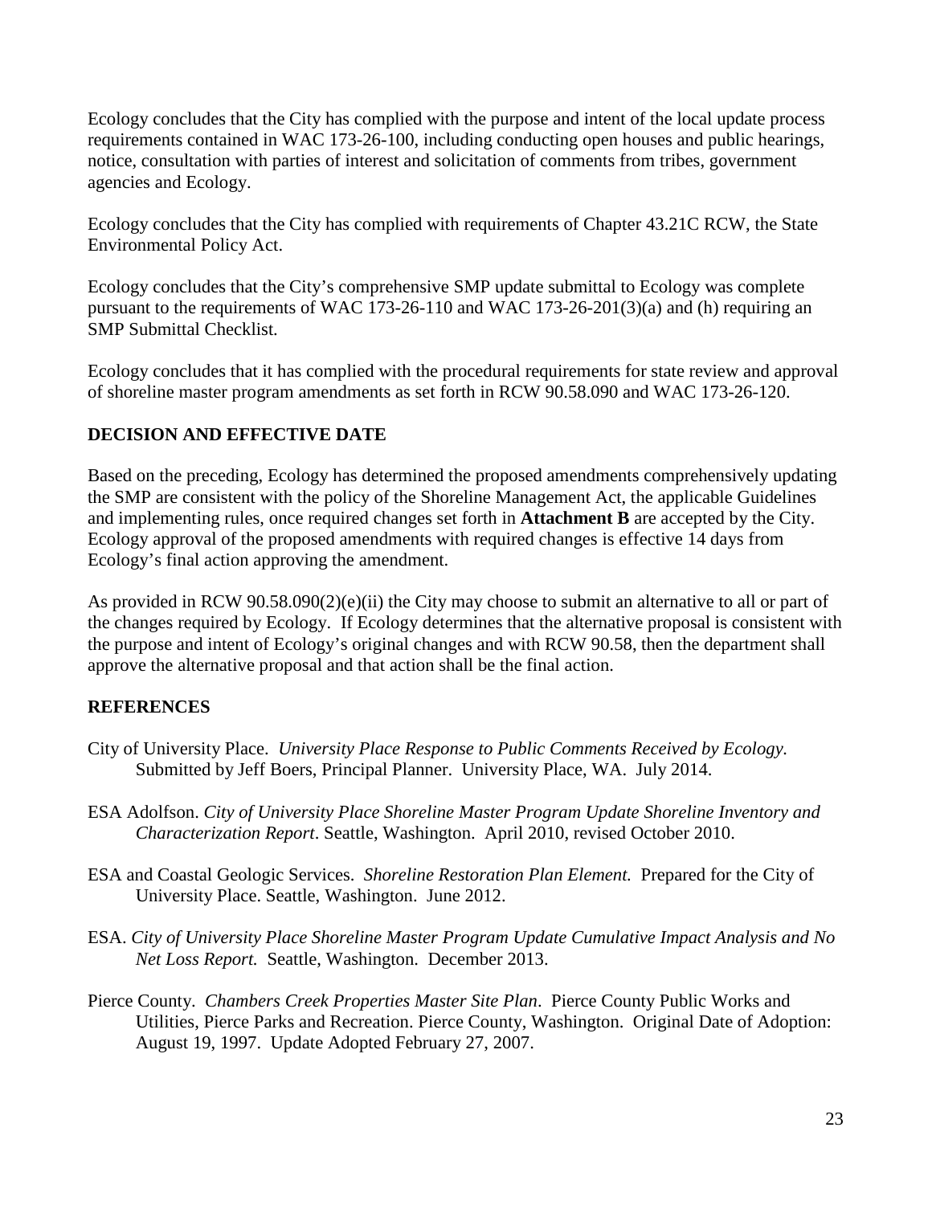Ecology concludes that the City has complied with the purpose and intent of the local update process requirements contained in WAC 173-26-100, including conducting open houses and public hearings, notice, consultation with parties of interest and solicitation of comments from tribes, government agencies and Ecology.

Ecology concludes that the City has complied with requirements of Chapter 43.21C RCW, the State Environmental Policy Act.

Ecology concludes that the City's comprehensive SMP update submittal to Ecology was complete pursuant to the requirements of WAC 173-26-110 and WAC 173-26-201(3)(a) and (h) requiring an SMP Submittal Checklist.

Ecology concludes that it has complied with the procedural requirements for state review and approval of shoreline master program amendments as set forth in RCW 90.58.090 and WAC 173-26-120.

## DECISION AND EFFECTIVE DATE

Based on the preceding, Ecology has determined the proposed amendments comprehensively updating the SMP are consistent with the policy of the Shoreline Management Act, the applicable Guidelines and implementing rules, once required changes set forth in **Attachment B** are accepted by the City. Ecology approval of the proposed amendments with required changes is effective 14 days from Ecology's final action approving the amendment.

As provided in RCW 90.58.090(2)(e)(ii) the City may choose to submit an alternative to all or part of the changes required by Ecology. If Ecology determines that the alternative proposal is consistent with the purpose and intent of Ecology's original changes and with RCW 90.58, then the department shall approve the alternative proposal and that action shall be the final action.

## REFERENCES

City of University Place. *University Place Response to Public Comments Received by Ecology.* Submitted by Jeff Boers, Principal Planner. University Place, WA. July 2014.

ESA Adolfson. *City of University Place Shoreline Master Program Update Shoreline Inventory and Characterization Report*. Seattle, Washington. April 2010, revised October 2010.

ESA and Coastal Geologic Services. *Shoreline Restoration Plan Element.* Prepared for the City of University Place. Seattle, Washington. June 2012.

ESA. *City of University Place Shoreline Master Program Update Cumulative Impact Analysis and No Net Loss Report.* Seattle, Washington. December 2013.

Pierce County. *Chambers Creek Properties Master Site Plan*. Pierce County Public Works and Utilities, Pierce Parks and Recreation. Pierce County, Washington. Original Date of Adoption: August 19, 1997. Update Adopted February 27, 2007.